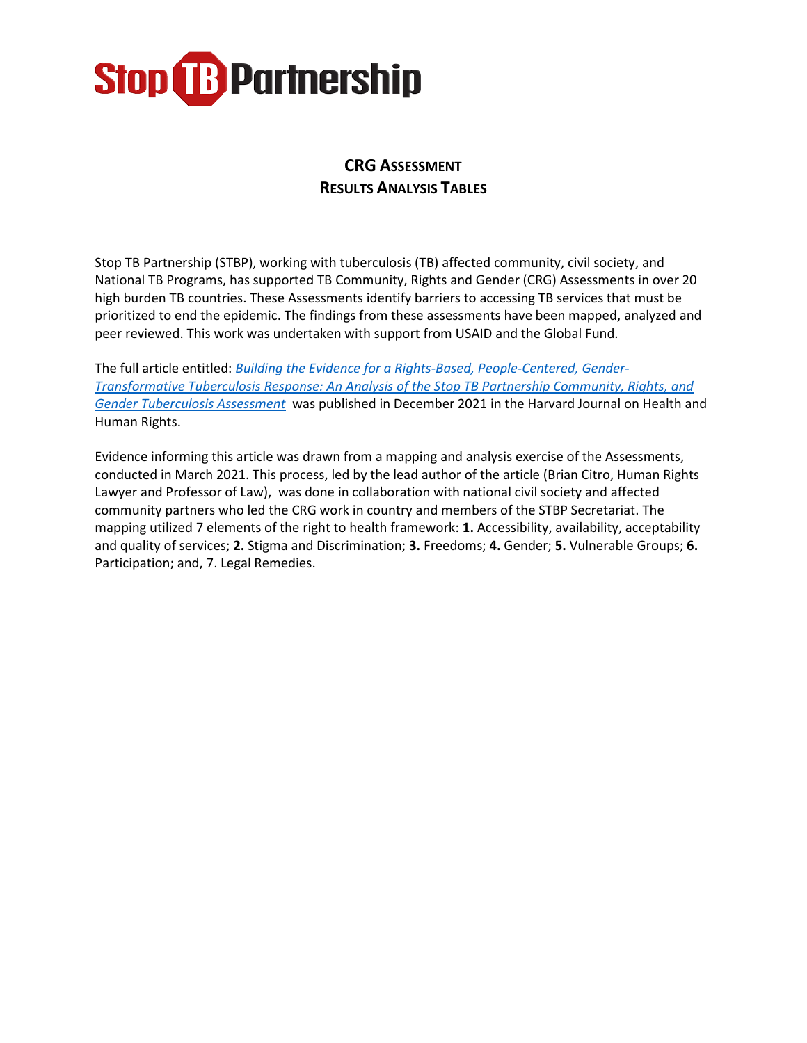Stop TB Partnership

# CRG Assessment
## Results Analysis Tables

Stop TB Partnership (STBP), working with tuberculosis (TB) affected community, civil society, and National TB Programs, has supported TB Community, Rights and Gender (CRG) Assessments in over 20 high burden TB countries. These Assessments identify barriers to accessing TB services that must be prioritized to end the epidemic. The findings from these assessments have been mapped, analyzed and peer reviewed. This work was undertaken with support from USAID and the Global Fund.

The full article entitled: *Building the Evidence for a Rights-Based, People-Centered, Gender-Transformative Tuberculosis Response: An Analysis of the Stop TB Partnership Community, Rights, and Gender Tuberculosis Assessment* was published in December 2021 in the Harvard Journal on Health and Human Rights.

Evidence informing this article was drawn from a mapping and analysis exercise of the Assessments, conducted in March 2021. This process, led by the lead author of the article (Brian Citro, Human Rights Lawyer and Professor of Law), was done in collaboration with national civil society and affected community partners who led the CRG work in country and members of the STBP Secretariat. The mapping utilized 7 elements of the right to health framework: **1.** Accessibility, availability, acceptability and quality of services; **2.** Stigma and Discrimination; **3.** Freedoms; **4.** Gender; **5.** Vulnerable Groups; **6.** Participation; and, 7. Legal Remedies.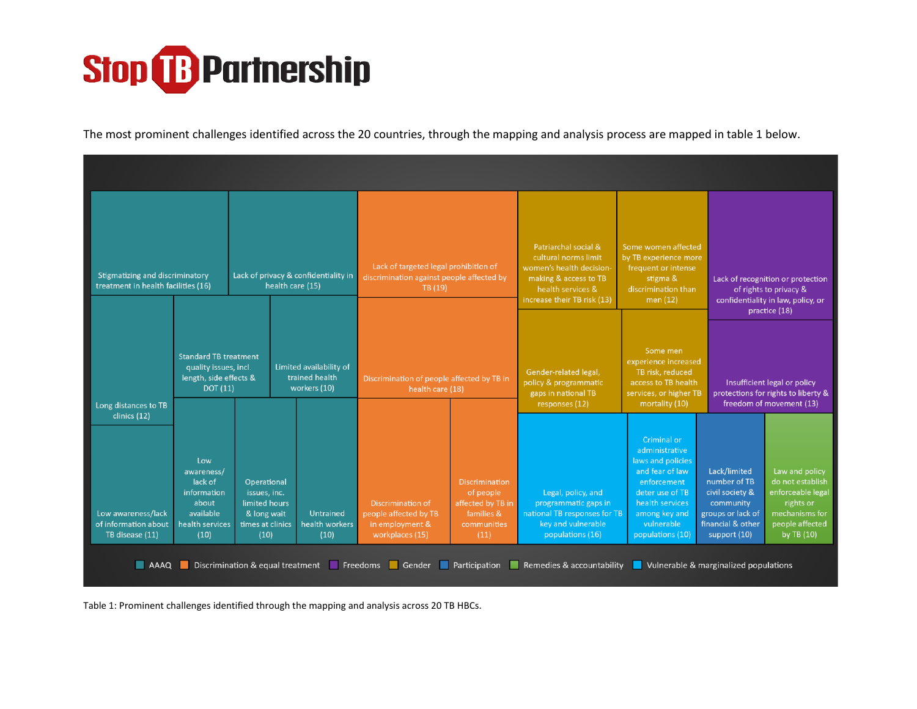The most prominent challenges identified across the 20 countries, through the mapping and analysis process are mapped in table 1 below.

| Category | Challenge |
| --- | --- |
| AAAQ | Stigmatizing and discriminatory treatment in health facilities (16) |
| AAAQ | Lack of privacy & confidentiality in health care (15) |
| AAAQ | Long distances to TB clinics (12) |
| AAAQ | Standard TB treatment quality issues, incl. length, side effects & DOT (11) |
| AAAQ | Limited availability of trained health workers (10) |
| AAAQ | Low awareness/lack of information about TB disease (11) |
| AAAQ | Low awareness/ lack of information about available health services (10) |
| AAAQ | Operational issues, inc. limited hours & long wait times at clinics (10) |
| AAAQ | Untrained health workers (10) |
| Discrimination & equal treatment | Lack of targeted legal prohibition of discrimination against people affected by TB (19) |
| Discrimination & equal treatment | Discrimination of people affected by TB in health care (18) |
| Discrimination & equal treatment | Discrimination of people affected by TB in employment & workplaces (15) |
| Discrimination & equal treatment | Discrimination of people affected by TB in families & communities (11) |
| Gender | Patriarchal social & cultural norms limit women's health decision-making & access to TB health services & increase their TB risk (13) |
| Gender | Some women affected by TB experience more frequent or intense stigma & discrimination than men (12) |
| Gender | Gender-related legal, policy & programmatic gaps in national TB responses (12) |
| Gender | Some men experience increased TB risk, reduced access to TB health services, or higher TB mortality (10) |
| Freedoms | Lack of recognition or protection of rights to privacy & confidentiality in law, policy, or practice (18) |
| Freedoms | Insufficient legal or policy protections for rights to liberty & freedom of movement (13) |
| Vulnerable & marginalized populations | Legal, policy, and programmatic gaps in national TB responses for TB key and vulnerable populations (16) |
| Vulnerable & marginalized populations | Criminal or administrative laws and policies and fear of law enforcement deter use of TB health services among key and vulnerable populations (10) |
| Participation | Lack/limited number of TB civil society & community groups or lack of financial & other support (10) |
| Remedies & accountability | Law and policy do not establish enforceable legal rights or mechanisms for people affected by TB (10) |

Table 1: Prominent challenges identified through the mapping and analysis across 20 TB HBCs.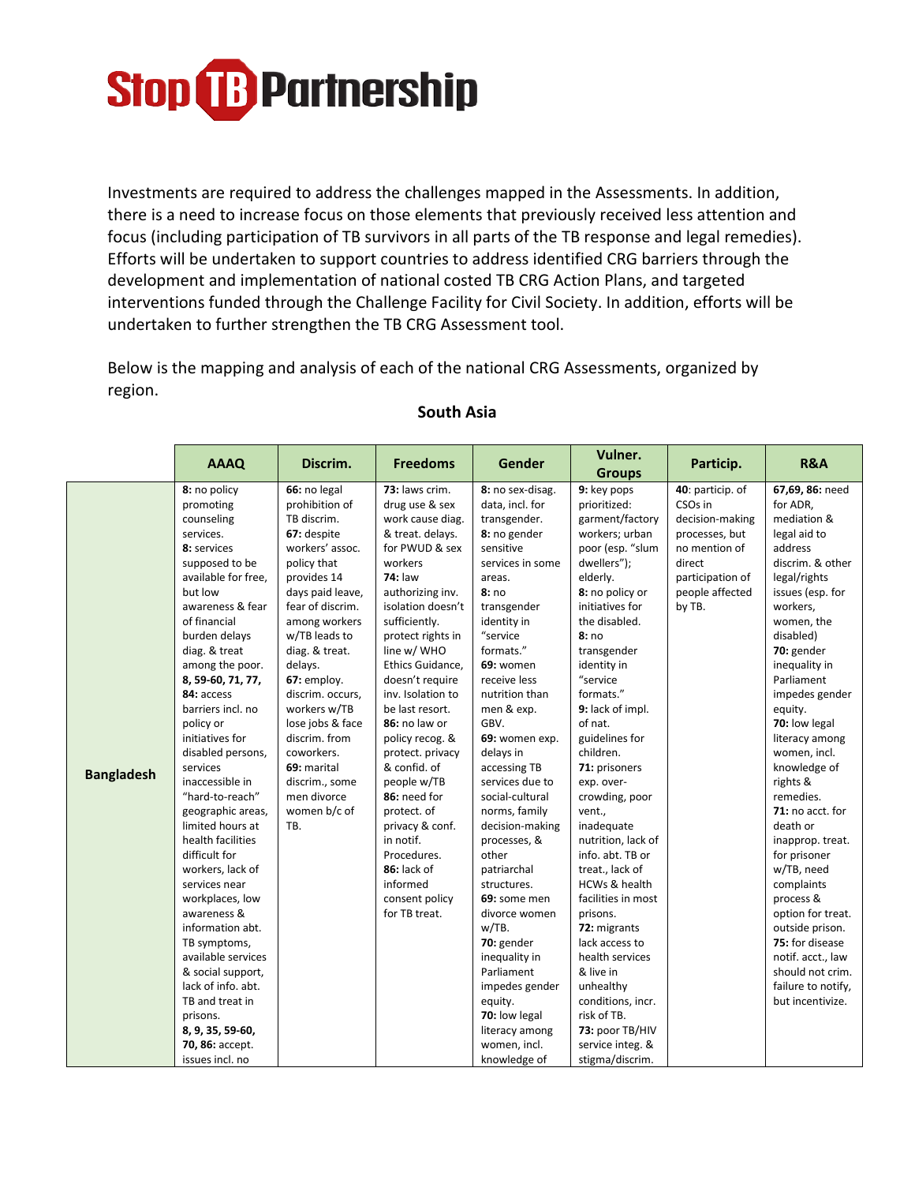Investments are required to address the challenges mapped in the Assessments. In addition, there is a need to increase focus on those elements that previously received less attention and focus (including participation of TB survivors in all parts of the TB response and legal remedies). Efforts will be undertaken to support countries to address identified CRG barriers through the development and implementation of national costed TB CRG Action Plans, and targeted interventions funded through the Challenge Facility for Civil Society. In addition, efforts will be undertaken to further strengthen the TB CRG Assessment tool.

Below is the mapping and analysis of each of the national CRG Assessments, organized by region.

## South Asia

| | AAAQ | Discrim. | Freedoms | Gender | Vulner. Groups | Particip. | R&A |
|---|---|---|---|---|---|---|---|
| **Bangladesh** | **8:** no policy promoting counseling services.<br>**8:** services supposed to be available for free, but low awareness & fear of financial burden delays diag. & treat among the poor.<br>**8, 59-60, 71, 77, 84:** access barriers incl. no policy or initiatives for disabled persons, services inaccessible in "hard-to-reach" geographic areas, limited hours at health facilities difficult for workers, lack of services near workplaces, low awareness & information abt. TB symptoms, available services & social support, lack of info. abt. TB and treat in prisons.<br>**8, 9, 35, 59-60, 70, 86:** accept. issues incl. no | **66:** no legal prohibition of TB discrim.<br>**67:** despite workers' assoc. policy that provides 14 days paid leave, fear of discrim. among workers w/TB leads to diag. & treat. delays.<br>**67:** employ. discrim. occurs, workers w/TB lose jobs & face discrim. from coworkers.<br>**69:** marital discrim., some men divorce women b/c of TB. | **73:** laws crim. drug use & sex work cause diag. & treat. delays. for PWUD & sex workers<br>**74:** law authorizing inv. isolation doesn't sufficiently. protect rights in line w/ WHO Ethics Guidance, doesn't require inv. Isolation to be last resort.<br>**86:** no law or policy recog. & protect. privacy & confid. of people w/TB<br>**86:** need for protect. of privacy & conf. in notif. Procedures.<br>**86:** lack of informed consent policy for TB treat. | **8:** no sex-disag. data, incl. for transgender.<br>**8:** no gender sensitive services in some areas.<br>**8:** no transgender identity in "service formats."<br>**69:** women receive less nutrition than men & exp. GBV.<br>**69:** women exp. delays in accessing TB services due to social-cultural norms, family decision-making processes, & other patriarchal structures.<br>**69:** some men divorce women w/TB.<br>**70:** gender inequality in Parliament impedes gender equity.<br>**70:** low legal literacy among women, incl. knowledge of | **9:** key pops prioritized: garment/factory workers; urban poor (esp. "slum dwellers"); elderly.<br>**8:** no policy or initiatives for the disabled.<br>**8:** no transgender identity in "service formats."<br>**9:** lack of impl. of nat. guidelines for children.<br>**71:** prisoners exp. over-crowding, poor vent., inadequate nutrition, lack of info. abt. TB or treat., lack of HCWs & health facilities in most prisons.<br>**72:** migrants lack access to health services & live in unhealthy conditions, incr. risk of TB.<br>**73:** poor TB/HIV service integ. & stigma/discrim. | **40**: particip. of CSOs in decision-making processes, but no mention of direct participation of people affected by TB. | **67,69, 86:** need for ADR, mediation & legal aid to address discrim. & other legal/rights issues (esp. for workers, women, the disabled)<br>**70:** gender inequality in Parliament impedes gender equity.<br>**70:** low legal literacy among women, incl. knowledge of rights & remedies.<br>**71:** no acct. for death or inapprop. treat. for prisoner w/TB, need complaints process & option for treat. outside prison.<br>**75:** for disease notif. acct., law should not crim. failure to notify, but incentivize. |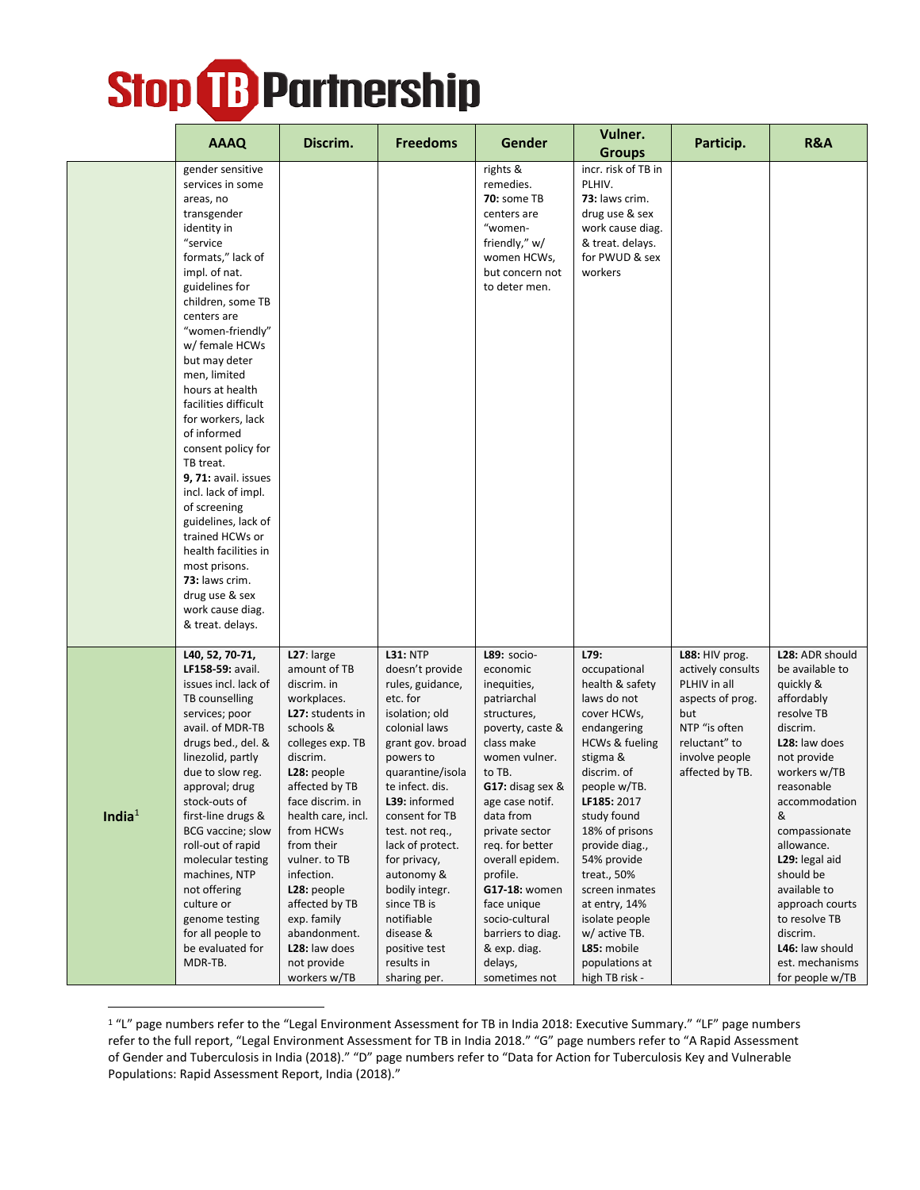| | AAAQ | Discrim. | Freedoms | Gender | Vulner. Groups | Particip. | R&A |
|---|---|---|---|---|---|---|---|
| | gender sensitive services in some areas, no transgender identity in "service formats," lack of impl. of nat. guidelines for children, some TB centers are "women-friendly" w/ female HCWs but may deter men, limited hours at health facilities difficult for workers, lack of informed consent policy for TB treat. **9, 71:** avail. issues incl. lack of impl. of screening guidelines, lack of trained HCWs or health facilities in most prisons. **73:** laws crim. drug use & sex work cause diag. & treat. delays. | | | rights & remedies. **70:** some TB centers are "women-friendly," w/ women HCWs, but concern not to deter men. | incr. risk of TB in PLHIV. **73:** laws crim. drug use & sex work cause diag. & treat. delays. for PWUD & sex workers | | |
| **India**[1] | **L40, 52, 70-71, LF158-59:** avail. issues incl. lack of TB counselling services; poor avail. of MDR-TB drugs bed., del. & linezolid, partly due to slow reg. approval; drug stock-outs of first-line drugs & BCG vaccine; slow roll-out of rapid molecular testing machines, NTP not offering culture or genome testing for all people to be evaluated for MDR-TB. | **L27**: large amount of TB discrim. in workplaces. **L27:** students in schools & colleges exp. TB discrim. **L28:** people affected by TB face discrim. in health care, incl. from HCWs from their vulner. to TB infection. **L28:** people affected by TB exp. family abandonment. **L28:** law does not provide workers w/TB | **L31:** NTP doesn't provide rules, guidance, etc. for isolation; old colonial laws grant gov. broad powers to quarantine/isolate infect. dis. **L39:** informed consent for TB test. not req., lack of protect. for privacy, autonomy & bodily integr. since TB is notifiable disease & positive test results in sharing per. | **L89:** socio-economic inequities, patriarchal structures, poverty, caste & class make women vulner. to TB. **G17:** disag sex & age case notif. data from private sector req. for better overall epidem. profile. **G17-18:** women face unique socio-cultural barriers to diag. & exp. diag. delays, sometimes not | **L79:** occupational health & safety laws do not cover HCWs, endangering HCWs & fueling stigma & discrim. of people w/TB. **LF185:** 2017 study found 18% of prisons provide diag., 54% provide treat., 50% screen inmates at entry, 14% isolate people w/ active TB. **L85:** mobile populations at high TB risk - | **L88:** HIV prog. actively consults PLHIV in all aspects of prog. but NTP "is often reluctant" to involve people affected by TB. | **L28:** ADR should be available to quickly & affordably resolve TB discrim. **L28:** law does not provide workers w/TB reasonable accommodation & compassionate allowance. **L29:** legal aid should be available to approach courts to resolve TB discrim. **L46:** law should est. mechanisms for people w/TB |

[1] "L" page numbers refer to the "Legal Environment Assessment for TB in India 2018: Executive Summary." "LF" page numbers refer to the full report, "Legal Environment Assessment for TB in India 2018." "G" page numbers refer to "A Rapid Assessment of Gender and Tuberculosis in India (2018)." "D" page numbers refer to "Data for Action for Tuberculosis Key and Vulnerable Populations: Rapid Assessment Report, India (2018)."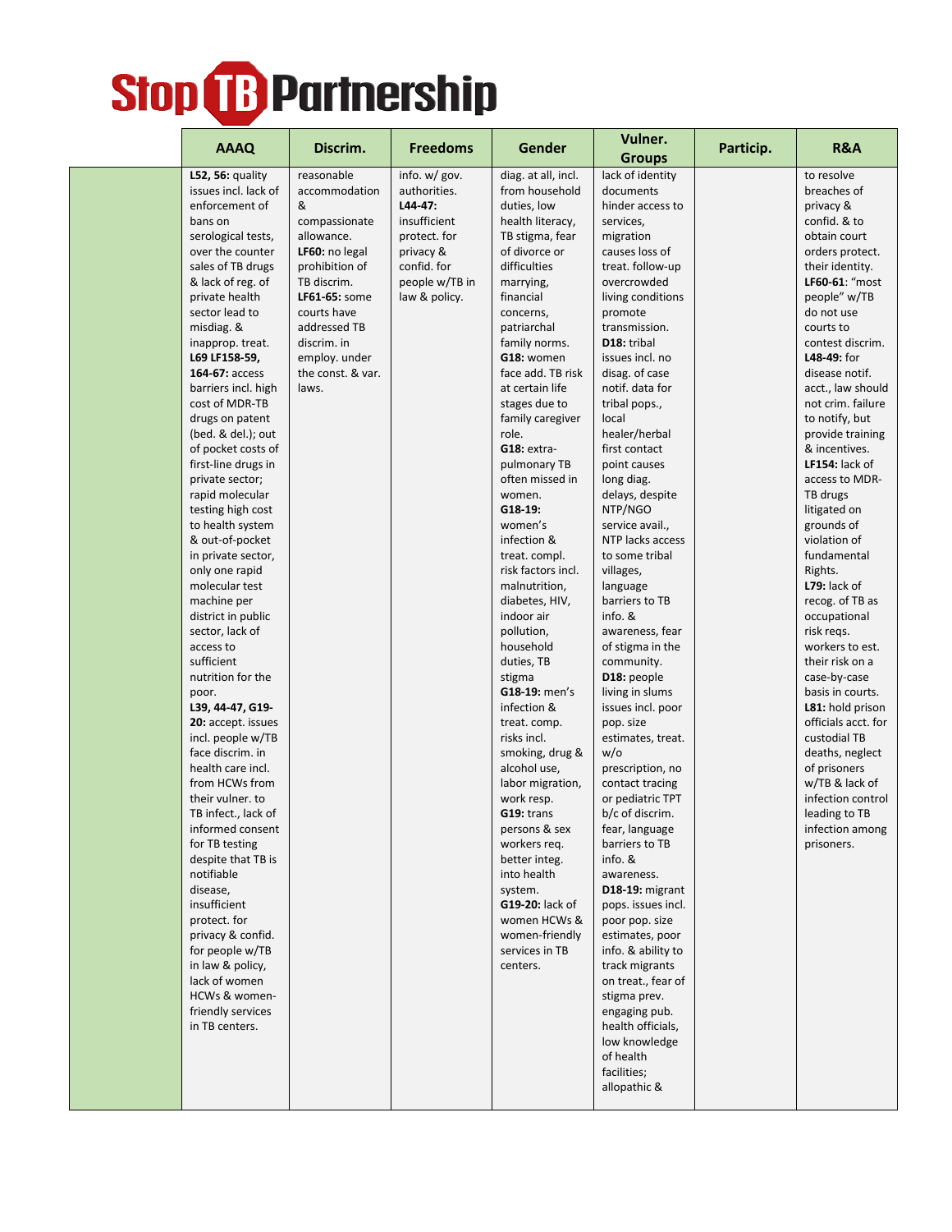| | AAAQ | Discrim. | Freedoms | Gender | Vulner. Groups | Particip. | R&A |
|---|---|---|---|---|---|---|---|
| | **L52, 56:** quality issues incl. lack of enforcement of bans on serological tests, over the counter sales of TB drugs & lack of reg. of private health sector lead to misdiag. & inapprop. treat. **L69 LF158-59, 164-67:** access barriers incl. high cost of MDR-TB drugs on patent (bed. & del.); out of pocket costs of first-line drugs in private sector; rapid molecular testing high cost to health system & out-of-pocket in private sector, only one rapid molecular test machine per district in public sector, lack of access to sufficient nutrition for the poor. **L39, 44-47, G19-20:** accept. issues incl. people w/TB face discrim. in health care incl. from HCWs from their vulner. to TB infect., lack of informed consent for TB testing despite that TB is notifiable disease, insufficient protect. for privacy & confid. for people w/TB in law & policy, lack of women HCWs & women-friendly services in TB centers. | reasonable accommodation & compassionate allowance. **LF60:** no legal prohibition of TB discrim. **LF61-65:** some courts have addressed TB discrim. in employ. under the const. & var. laws. | info. w/ gov. authorities. **L44-47:** insufficient protect. for privacy & confid. for people w/TB in law & policy. | diag. at all, incl. from household duties, low health literacy, TB stigma, fear of divorce or difficulties marrying, financial concerns, patriarchal family norms. **G18:** women face add. TB risk at certain life stages due to family caregiver role. **G18:** extra-pulmonary TB often missed in women. **G18-19:** women's infection & treat. compl. risk factors incl. malnutrition, diabetes, HIV, indoor air pollution, household duties, TB stigma **G18-19:** men's infection & treat. comp. risks incl. smoking, drug & alcohol use, labor migration, work resp. **G19:** trans persons & sex workers req. better integ. into health system. **G19-20:** lack of women HCWs & women-friendly services in TB centers. | lack of identity documents hinder access to services, migration causes loss of treat. follow-up overcrowded living conditions promote transmission. **D18:** tribal issues incl. no disag. of case notif. data for tribal pops., local healer/herbal first contact point causes long diag. delays, despite NTP/NGO service avail., NTP lacks access to some tribal villages, language barriers to TB info. & awareness, fear of stigma in the community. **D18:** people living in slums issues incl. poor pop. size estimates, treat. w/o prescription, no contact tracing or pediatric TPT b/c of discrim. fear, language barriers to TB info. & awareness. **D18-19:** migrant pops. issues incl. poor pop. size estimates, poor info. & ability to track migrants on treat., fear of stigma prev. engaging pub. health officials, low knowledge of health facilities; allopathic & | | to resolve breaches of privacy & confid. & to obtain court orders protect. their identity. **LF60-61:** "most people" w/TB do not use courts to contest discrim. **L48-49:** for disease notif. acct., law should not crim. failure to notify, but provide training & incentives. **LF154:** lack of access to MDR-TB drugs litigated on grounds of violation of fundamental Rights. **L79:** lack of recog. of TB as occupational risk reqs. workers to est. their risk on a case-by-case basis in courts. **L81:** hold prison officials acct. for custodial TB deaths, neglect of prisoners w/TB & lack of infection control leading to TB infection among prisoners. |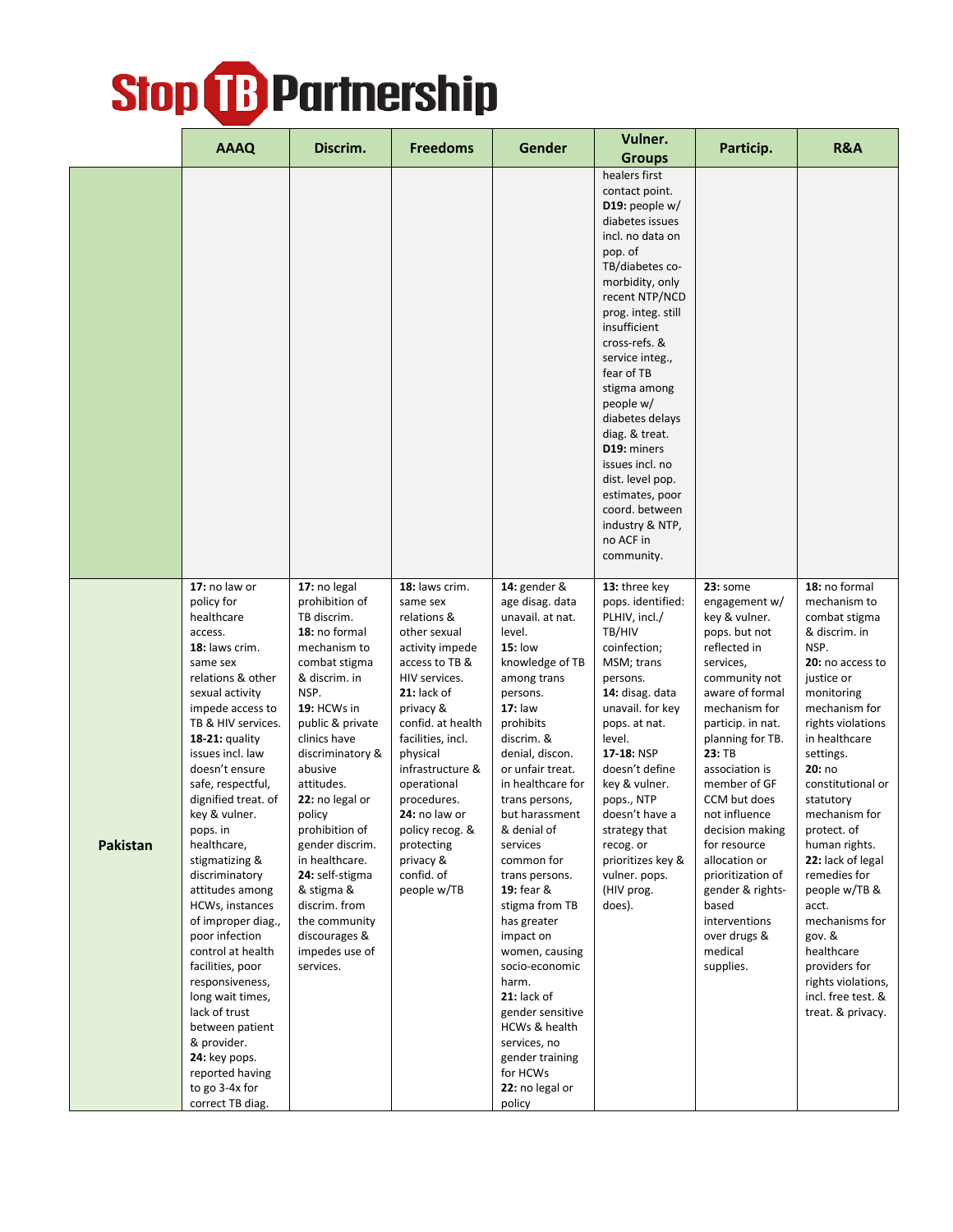**Stop TB Partnership**

| | AAAQ | Discrim. | Freedoms | Gender | Vulner. Groups | Particip. | R&A |
|---|---|---|---|---|---|---|---|
| | | | | | healers first contact point. **D19:** people w/ diabetes issues incl. no data on pop. of TB/diabetes co-morbidity, only recent NTP/NCD prog. integ. still insufficient cross-refs. & service integ., fear of TB stigma among people w/ diabetes delays diag. & treat. **D19:** miners issues incl. no dist. level pop. estimates, poor coord. between industry & NTP, no ACF in community. | | |
| **Pakistan** | **17:** no law or policy for healthcare access. **18:** laws crim. same sex relations & other sexual activity impede access to TB & HIV services. **18-21:** quality issues incl. law doesn't ensure safe, respectful, dignified treat. of key & vulner. pops. in healthcare, stigmatizing & discriminatory attitudes among HCWs, instances of improper diag., poor infection control at health facilities, poor responsiveness, long wait times, lack of trust between patient & provider. **24:** key pops. reported having to go 3-4x for correct TB diag. | **17:** no legal prohibition of TB discrim. **18:** no formal mechanism to combat stigma & discrim. in NSP. **19:** HCWs in public & private clinics have discriminatory & abusive attitudes. **22:** no legal or policy prohibition of gender discrim. in healthcare. **24:** self-stigma & stigma & discrim. from the community discourages & impedes use of services. | **18:** laws crim. same sex relations & other sexual activity impede access to TB & HIV services. **21:** lack of privacy & confid. at health facilities, incl. physical infrastructure & operational procedures. **24:** no law or policy recog. & protecting privacy & confid. of people w/TB | **14:** gender & age disag. data unavail. at nat. level. **15:** low knowledge of TB among trans persons. **17:** law prohibits discrim. & denial, discon. or unfair treat. in healthcare for trans persons, but harassment & denial of services common for trans persons. **19:** fear & stigma from TB has greater impact on women, causing socio-economic harm. **21:** lack of gender sensitive HCWs & health services, no gender training for HCWs **22:** no legal or policy | **13:** three key pops. identified: PLHIV, incl./ TB/HIV coinfection; MSM; trans persons. **14:** disag. data unavail. for key pops. at nat. level. **17-18:** NSP doesn't define key & vulner. pops., NTP doesn't have a strategy that recog. or prioritizes key & vulner. pops. (HIV prog. does). | **23:** some engagement w/ key & vulner. pops. but not reflected in services, community not aware of formal mechanism for particip. in nat. planning for TB. **23:** TB association is member of GF CCM but does not influence decision making for resource allocation or prioritization of gender & rights-based interventions over drugs & medical supplies. | **18:** no formal mechanism to combat stigma & discrim. in NSP. **20:** no access to justice or monitoring mechanism for rights violations in healthcare settings. **20:** no constitutional or statutory mechanism for protect. of human rights. **22:** lack of legal remedies for people w/TB & acct. mechanisms for gov. & healthcare providers for rights violations, incl. free test. & treat. & privacy. |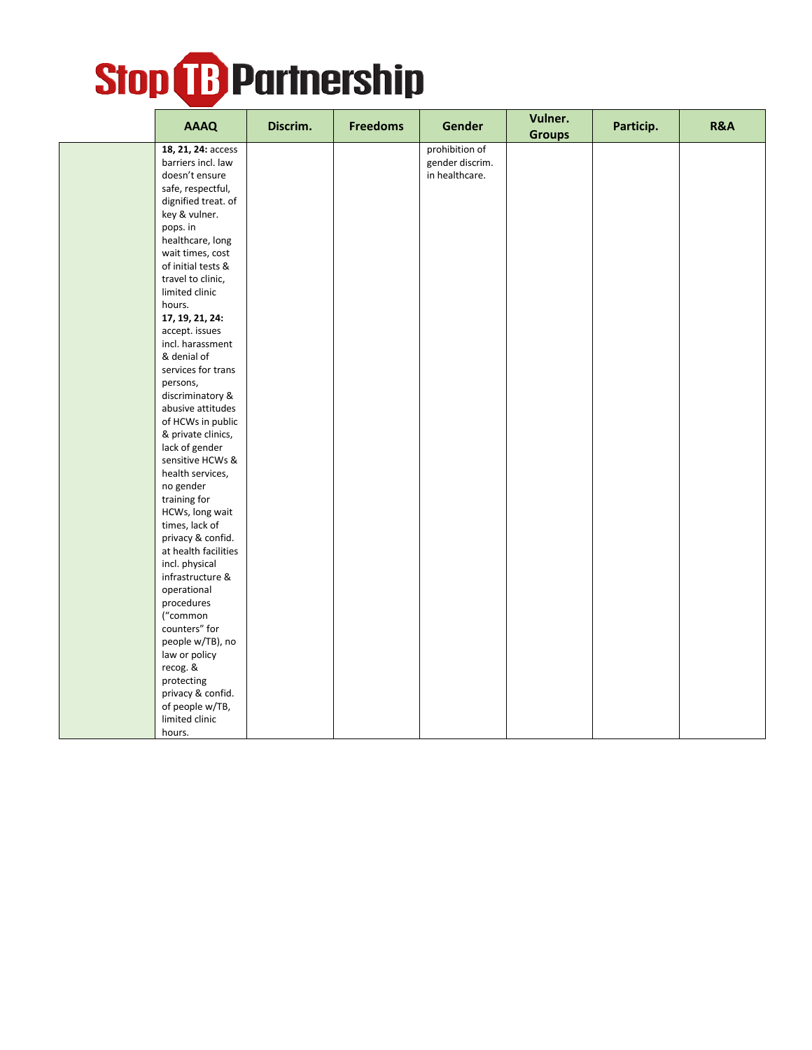| | AAAQ | Discrim. | Freedoms | Gender | Vulner. Groups | Particip. | R&A |
|---|---|---|---|---|---|---|---|
| | **18, 21, 24:** access barriers incl. law doesn't ensure safe, respectful, dignified treat. of key & vulner. pops. in healthcare, long wait times, cost of initial tests & travel to clinic, limited clinic hours. **17, 19, 21, 24:** accept. issues incl. harassment & denial of services for trans persons, discriminatory & abusive attitudes of HCWs in public & private clinics, lack of gender sensitive HCWs & health services, no gender training for HCWs, long wait times, lack of privacy & confid. at health facilities incl. physical infrastructure & operational procedures ("common counters" for people w/TB), no law or policy recog. & protecting privacy & confid. of people w/TB, limited clinic hours. | | | prohibition of gender discrim. in healthcare. | | | |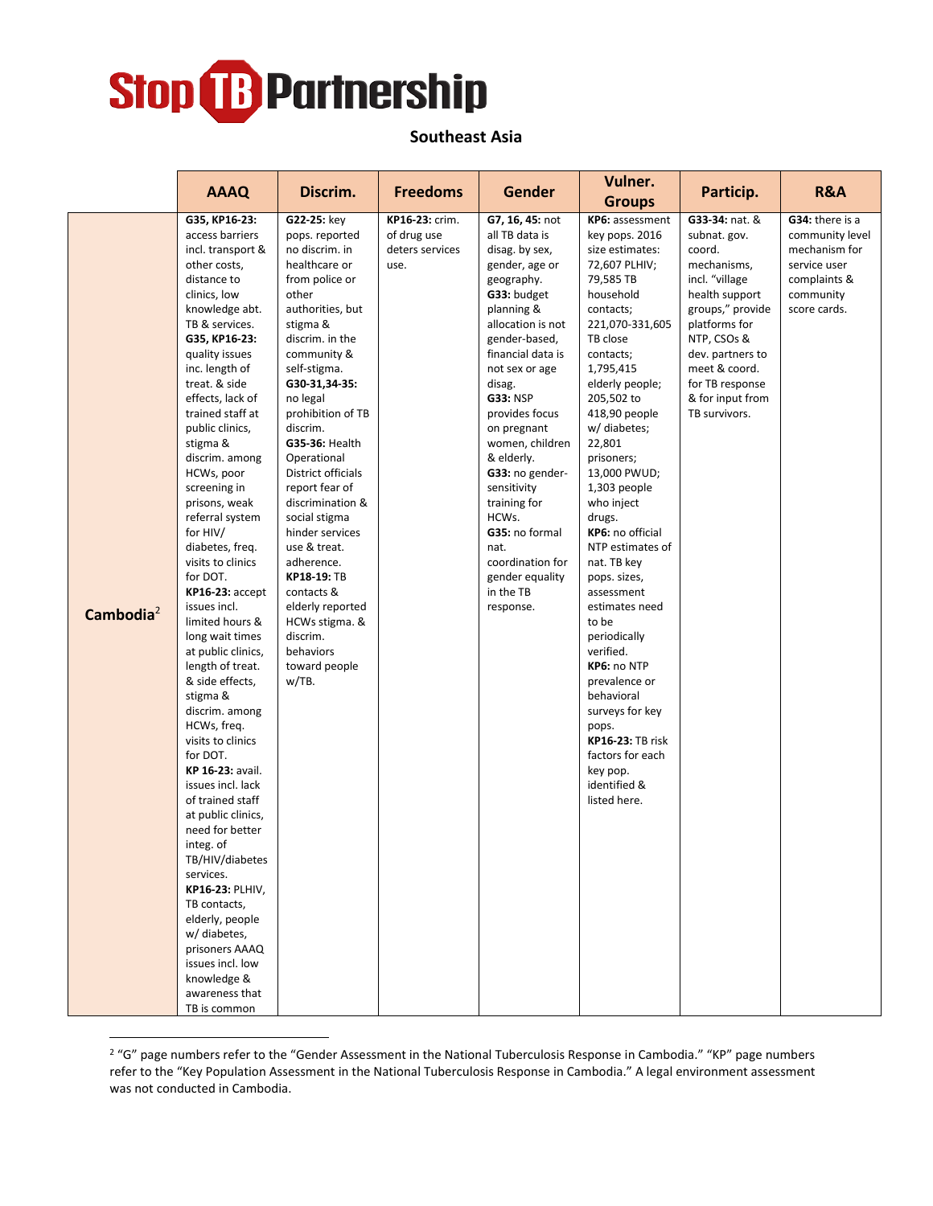# Stop TB Partnership

## Southeast Asia

| | AAAQ | Discrim. | Freedoms | Gender | Vulner. Groups | Particip. | R&A |
|---|---|---|---|---|---|---|---|
| **Cambodia**[2] | **G35, KP16-23:** access barriers incl. transport & other costs, distance to clinics, low knowledge abt. TB & services. **G35, KP16-23:** quality issues inc. length of treat. & side effects, lack of trained staff at public clinics, stigma & discrim. among HCWs, poor screening in prisons, weak referral system for HIV/ diabetes, freq. visits to clinics for DOT. **KP16-23:** accept issues incl. limited hours & long wait times at public clinics, length of treat. & side effects, stigma & discrim. among HCWs, freq. visits to clinics for DOT. **KP 16-23:** avail. issues incl. lack of trained staff at public clinics, need for better integ. of TB/HIV/diabetes services. **KP16-23:** PLHIV, TB contacts, elderly, people w/ diabetes, prisoners AAAQ issues incl. low knowledge & awareness that TB is common | **G22-25:** key pops. reported no discrim. in healthcare or from police or other authorities, but stigma & discrim. in the community & self-stigma. **G30-31,34-35:** no legal prohibition of TB discrim. **G35-36:** Health Operational District officials report fear of discrimination & social stigma hinder services use & treat. adherence. **KP18-19:** TB contacts & elderly reported HCWs stigma. & discrim. behaviors toward people w/TB. | **KP16-23:** crim. of drug use deters services use. | **G7, 16, 45:** not all TB data is disag. by sex, gender, age or geography. **G33:** budget planning & allocation is not gender-based, financial data is not sex or age disag. **G33:** NSP provides focus on pregnant women, children & elderly. **G33:** no gender-sensitivity training for HCWs. **G35:** no formal nat. coordination for gender equality in the TB response. | **KP6:** assessment key pops. 2016 size estimates: 72,607 PLHIV; 79,585 TB household contacts; 221,070-331,605 TB close contacts; 1,795,415 elderly people; 205,502 to 418,90 people w/ diabetes; 22,801 prisoners; 13,000 PWUD; 1,303 people who inject drugs. **KP6:** no official NTP estimates of nat. TB key pops. sizes, assessment estimates need to be periodically verified. **KP6:** no NTP prevalence or behavioral surveys for key pops. **KP16-23:** TB risk factors for each key pop. identified & listed here. | **G33-34:** nat. & subnat. gov. coord. mechanisms, incl. "village health support groups," provide platforms for NTP, CSOs & dev. partners to meet & coord. for TB response & for input from TB survivors. | **G34:** there is a community level mechanism for service user complaints & community score cards. |

[2] "G" page numbers refer to the "Gender Assessment in the National Tuberculosis Response in Cambodia." "KP" page numbers refer to the "Key Population Assessment in the National Tuberculosis Response in Cambodia." A legal environment assessment was not conducted in Cambodia.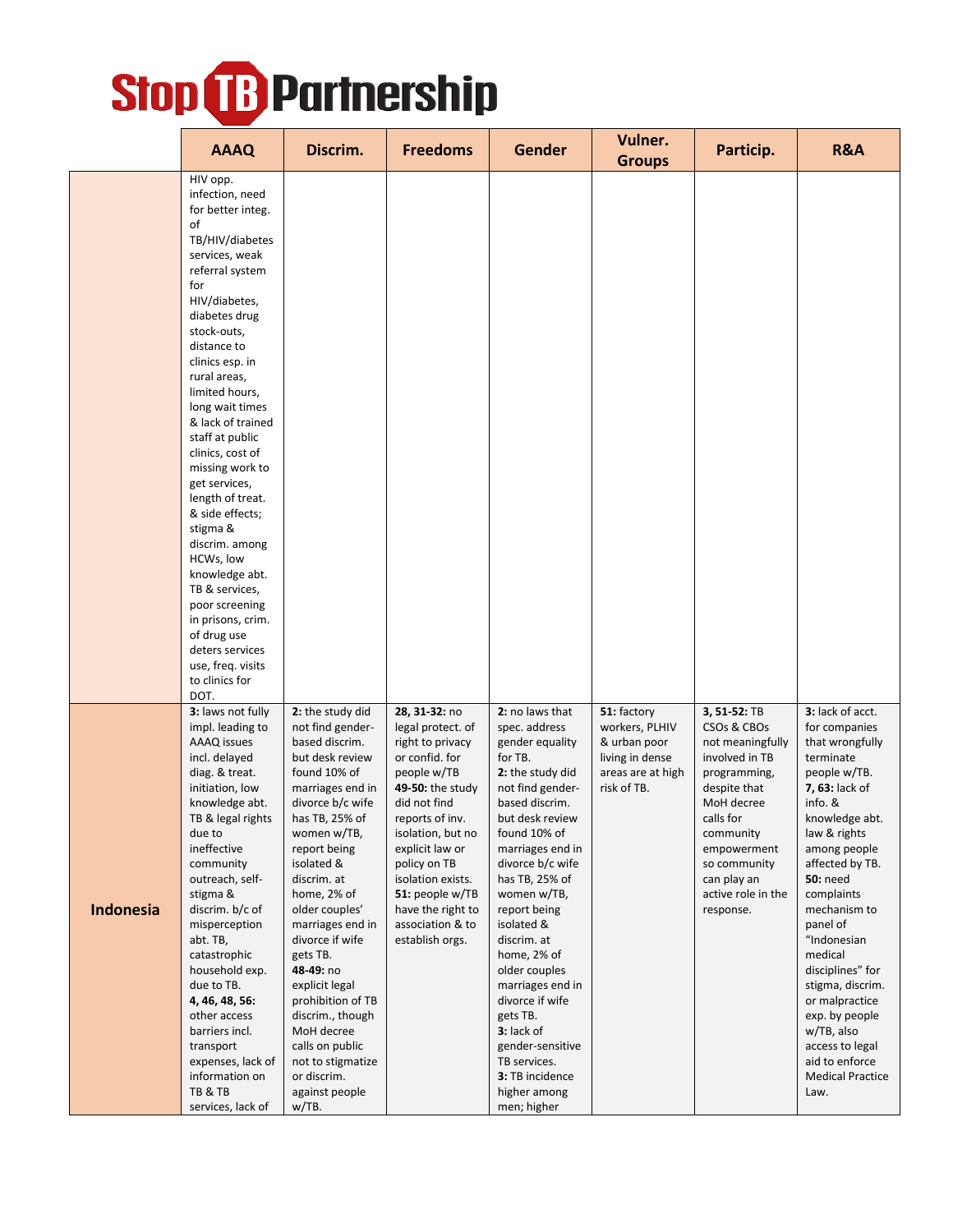| | AAAQ | Discrim. | Freedoms | Gender | Vulner. Groups | Particip. | R&A |
|---|---|---|---|---|---|---|---|
| | HIV opp. infection, need for better integ. of TB/HIV/diabetes services, weak referral system for HIV/diabetes, diabetes drug stock-outs, distance to clinics esp. in rural areas, limited hours, long wait times & lack of trained staff at public clinics, cost of missing work to get services, length of treat. & side effects; stigma & discrim. among HCWs, low knowledge abt. TB & services, poor screening in prisons, crim. of drug use deters services use, freq. visits to clinics for DOT. | | | | | | |
| **Indonesia** | **3:** laws not fully impl. leading to AAAQ issues incl. delayed diag. & treat. initiation, low knowledge abt. TB & legal rights due to ineffective community outreach, self-stigma & discrim. b/c of misperception abt. TB, catastrophic household exp. due to TB. **4, 46, 48, 56:** other access barriers incl. transport expenses, lack of information on TB & TB services, lack of | **2:** the study did not find gender-based discrim. but desk review found 10% of marriages end in divorce b/c wife has TB, 25% of women w/TB, report being isolated & discrim. at home, 2% of older couples' marriages end in divorce if wife gets TB. **48-49:** no explicit legal prohibition of TB discrim., though MoH decree calls on public not to stigmatize or discrim. against people w/TB. | **28, 31-32:** no legal protect. of right to privacy or confid. for people w/TB **49-50:** the study did not find reports of inv. isolation, but no explicit law or policy on TB isolation exists. **51:** people w/TB have the right to association & to establish orgs. | **2:** no laws that spec. address gender equality for TB. **2:** the study did not find gender-based discrim. but desk review found 10% of marriages end in divorce b/c wife has TB, 25% of women w/TB, report being isolated & discrim. at home, 2% of older couples marriages end in divorce if wife gets TB. **3:** lack of gender-sensitive TB services. **3:** TB incidence higher among men; higher | **51:** factory workers, PLHIV & urban poor living in dense areas are at high risk of TB. | **3, 51-52:** TB CSOs & CBOs not meaningfully involved in TB programming, despite that MoH decree calls for community empowerment so community can play an active role in the response. | **3:** lack of acct. for companies that wrongfully terminate people w/TB. **7, 63:** lack of info. & knowledge abt. law & rights among people affected by TB. **50:** need complaints mechanism to panel of "Indonesian medical disciplines" for stigma, discrim. or malpractice exp. by people w/TB, also access to legal aid to enforce Medical Practice Law. |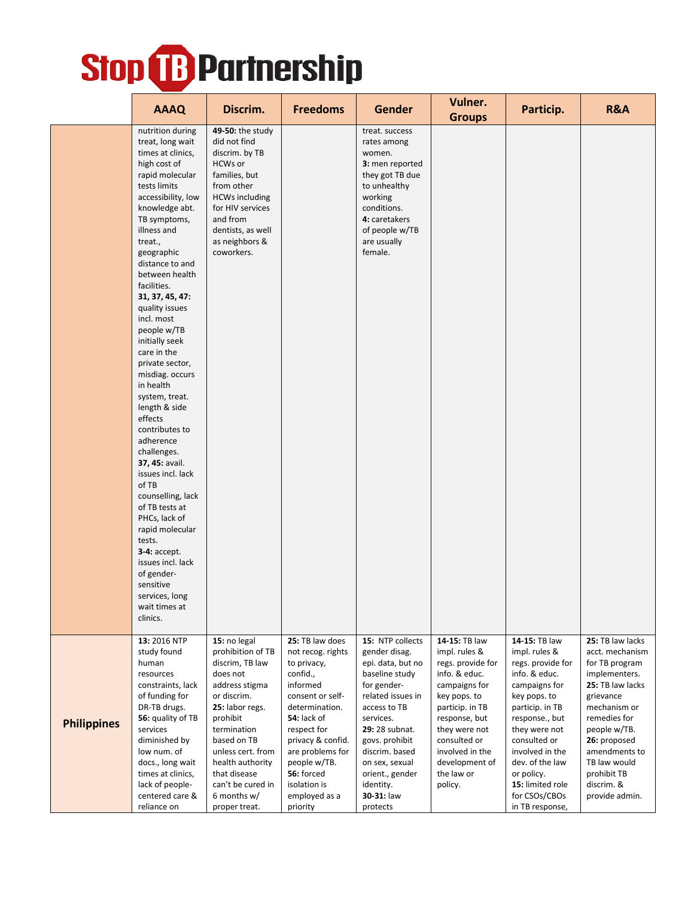# Stop TB Partnership

| | AAAQ | Discrim. | Freedoms | Gender | Vulner. Groups | Particip. | R&A |
|---|---|---|---|---|---|---|---|
| | nutrition during treat, long wait times at clinics, high cost of rapid molecular tests limits accessibility, low knowledge abt. TB symptoms, illness and treat., geographic distance to and between health facilities. **31, 37, 45, 47:** quality issues incl. most people w/TB initially seek care in the private sector, misdiag. occurs in health system, treat. length & side effects contributes to adherence challenges. **37, 45:** avail. issues incl. lack of TB counselling, lack of TB tests at PHCs, lack of rapid molecular tests. **3-4:** accept. issues incl. lack of gender-sensitive services, long wait times at clinics. | **49-50:** the study did not find discrim. by TB HCWs or families, but from other HCWs including for HIV services and from dentists, as well as neighbors & coworkers. | | treat. success rates among women. **3:** men reported they got TB due to unhealthy working conditions. **4:** caretakers of people w/TB are usually female. | | | |
| **Philippines** | **13:** 2016 NTP study found human resources constraints, lack of funding for DR-TB drugs. **56:** quality of TB services diminished by low num. of docs., long wait times at clinics, lack of people-centered care & reliance on | **15:** no legal prohibition of TB discrim, TB law does not address stigma or discrim. **25:** labor regs. prohibit termination based on TB unless cert. from health authority that disease can't be cured in 6 months w/ proper treat. | **25:** TB law does not recog. rights to privacy, confid., informed consent or self-determination. **54:** lack of respect for privacy & confid. are problems for people w/TB. **56:** forced isolation is employed as a priority | **15:** NTP collects gender disag. epi. data, but no baseline study for gender-related issues in access to TB services. **29:** 28 subnat. govs. prohibit discrim. based on sex, sexual orient., gender identity. **30-31:** law protects | **14-15:** TB law impl. rules & regs. provide for info. & educ. campaigns for key pops. to particip. in TB response, but they were not consulted or involved in the development of the law or policy. | **14-15:** TB law impl. rules & regs. provide for info. & educ. campaigns for key pops. to particip. in TB response., but they were not consulted or involved in the dev. of the law or policy. **15:** limited role for CSOs/CBOs in TB response, | **25:** TB law lacks acct. mechanism for TB program implementers. **25:** TB law lacks grievance mechanism or remedies for people w/TB. **26:** proposed amendments to TB law would prohibit TB discrim. & provide admin. |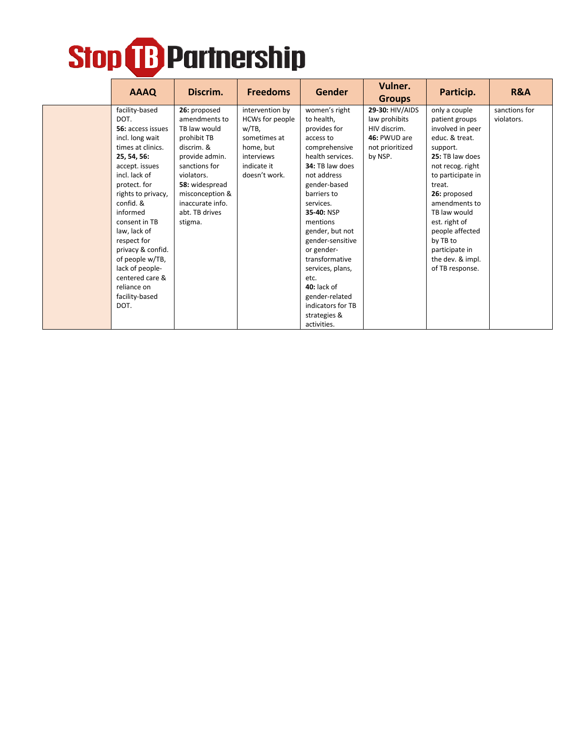| | AAAQ | Discrim. | Freedoms | Gender | Vulner. Groups | Particip. | R&A |
|---|---|---|---|---|---|---|---|
| | facility-based DOT. **56:** access issues incl. long wait times at clinics. **25, 54, 56:** accept. issues incl. lack of protect. for rights to privacy, confid. & informed consent in TB law, lack of respect for privacy & confid. of people w/TB, lack of people-centered care & reliance on facility-based DOT. | **26:** proposed amendments to TB law would prohibit TB discrim. & provide admin. sanctions for violators. **58:** widespread misconception & inaccurate info. abt. TB drives stigma. | intervention by HCWs for people w/TB, sometimes at home, but interviews indicate it doesn't work. | women's right to health, provides for access to comprehensive health services. **34:** TB law does not address gender-based barriers to services. **35-40:** NSP mentions gender, but not gender-sensitive or gender-transformative services, plans, etc. **40:** lack of gender-related indicators for TB strategies & activities. | **29-30:** HIV/AIDS law prohibits HIV discrim. **46:** PWUD are not prioritized by NSP. | only a couple patient groups involved in peer educ. & treat. support. **25:** TB law does not recog. right to participate in treat. **26:** proposed amendments to TB law would est. right of people affected by TB to participate in the dev. & impl. of TB response. | sanctions for violators. |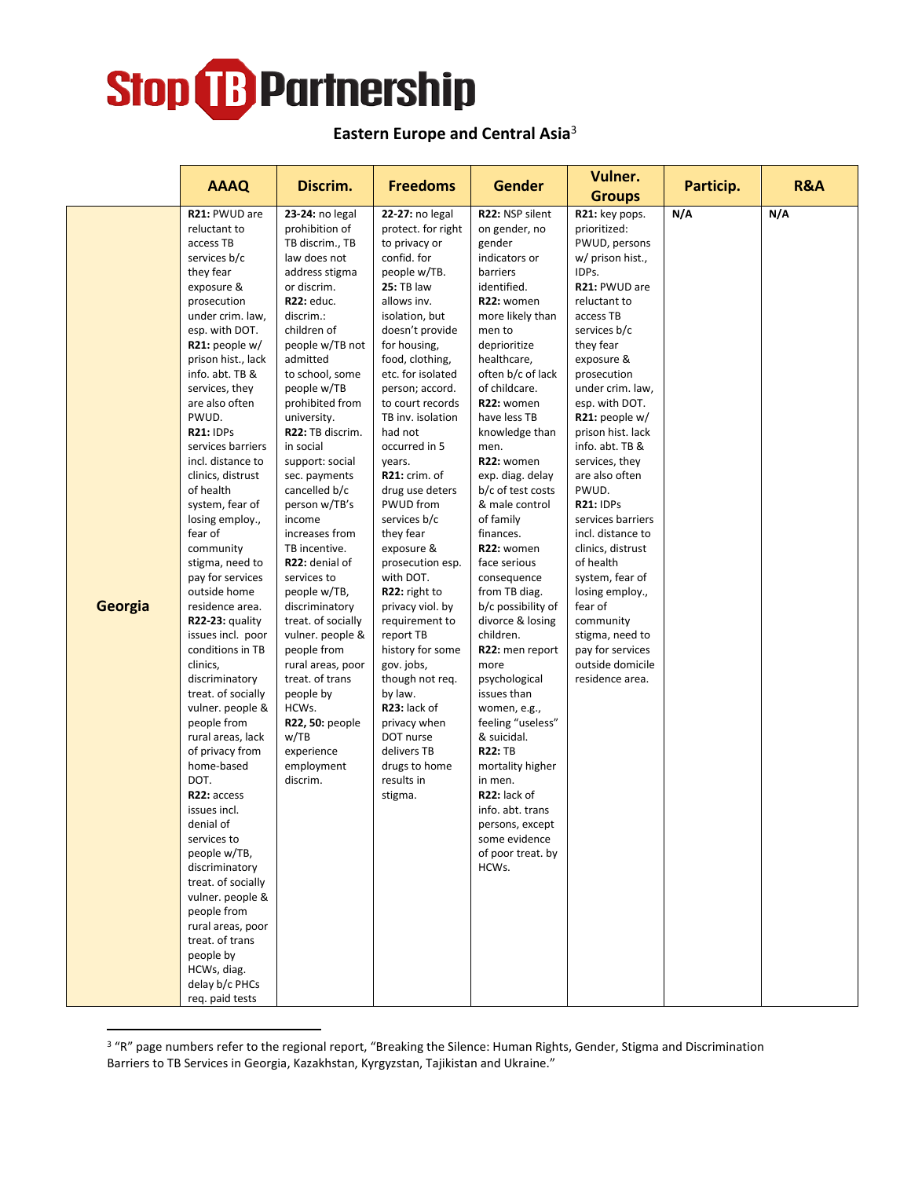## Eastern Europe and Central Asia[3]

| | AAAQ | Discrim. | Freedoms | Gender | Vulner. Groups | Particip. | R&A |
|---|---|---|---|---|---|---|---|
| **Georgia** | **R21:** PWUD are reluctant to access TB services b/c they fear exposure & prosecution under crim. law, esp. with DOT. **R21:** people w/ prison hist., lack info. abt. TB & services, they are also often PWUD. **R21:** IDPs services barriers incl. distance to clinics, distrust of health system, fear of losing employ., fear of community stigma, need to pay for services outside home residence area. **R22-23:** quality issues incl. poor conditions in TB clinics, discriminatory treat. of socially vulner. people & people from rural areas, lack of privacy from home-based DOT. **R22:** access issues incl. denial of services to people w/TB, discriminatory treat. of socially vulner. people & people from rural areas, poor treat. of trans people by HCWs, diag. delay b/c PHCs req. paid tests | **23-24:** no legal prohibition of TB discrim., TB law does not address stigma or discrim. **R22:** educ. discrim.: children of people w/TB not admitted to school, some people w/TB prohibited from university. **R22:** TB discrim. in social support: social sec. payments cancelled b/c person w/TB's income increases from TB incentive. **R22:** denial of services to people w/TB, discriminatory treat. of socially vulner. people & people from rural areas, poor treat. of trans people by HCWs. **R22, 50:** people w/TB experience employment discrim. | **22-27:** no legal protect. for right to privacy or confid. for people w/TB. **25:** TB law allows inv. isolation, but doesn't provide for housing, food, clothing, etc. for isolated person; accord. to court records TB inv. isolation had not occurred in 5 years. **R21:** crim. of drug use deters PWUD from services b/c they fear exposure & prosecution esp. with DOT. **R22:** right to privacy viol. by requirement to report TB history for some gov. jobs, though not req. by law. **R23:** lack of privacy when DOT nurse delivers TB drugs to home results in stigma. | **R22:** NSP silent on gender, no gender indicators or barriers identified. **R22:** women more likely than men to deprioritize healthcare, often b/c of lack of childcare. **R22:** women have less TB knowledge than men. **R22:** women exp. diag. delay b/c of test costs & male control of family finances. **R22:** women face serious consequence from TB diag. b/c possibility of divorce & losing children. **R22:** men report more psychological issues than women, e.g., feeling "useless" & suicidal. **R22:** TB mortality higher in men. **R22:** lack of info. abt. trans persons, except some evidence of poor treat. by HCWs. | **R21:** key pops. prioritized: PWUD, persons w/ prison hist., IDPs. **R21:** PWUD are reluctant to access TB services b/c they fear exposure & prosecution under crim. law, esp. with DOT. **R21:** people w/ prison hist. lack info. abt. TB & services, they are also often PWUD. **R21:** IDPs services barriers incl. distance to clinics, distrust of health system, fear of losing employ., fear of community stigma, need to pay for services outside domicile residence area. | **N/A** | **N/A** |

[3] "R" page numbers refer to the regional report, "Breaking the Silence: Human Rights, Gender, Stigma and Discrimination Barriers to TB Services in Georgia, Kazakhstan, Kyrgyzstan, Tajikistan and Ukraine."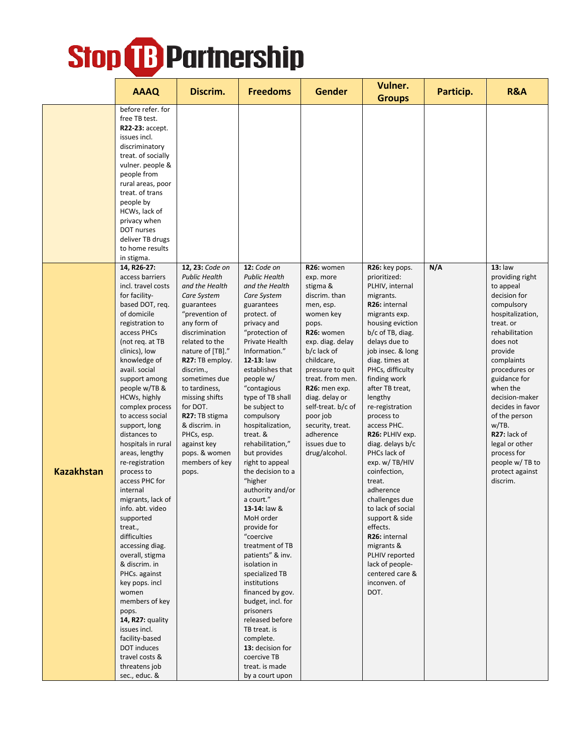# Stop TB Partnership

| | AAAQ | Discrim. | Freedoms | Gender | Vulner. Groups | Particip. | R&A |
|---|---|---|---|---|---|---|---|
| | before refer. for free TB test. **R22-23:** accept. issues incl. discriminatory treat. of socially vulner. people & people from rural areas, poor treat. of trans people by HCWs, lack of privacy when DOT nurses deliver TB drugs to home results in stigma. | | | | | | |
| **Kazakhstan** | **14, R26-27:** access barriers incl. travel costs for facility-based DOT, req. of domicile registration to access PHCs (not req. at TB clinics), low knowledge of avail. social support among people w/TB & HCWs, highly complex process to access social support, long distances to hospitals in rural areas, lengthy re-registration process to access PHC for internal migrants, lack of info. abt. video supported treat., difficulties accessing diag. overall, stigma & discrim. in PHCs. against key pops. incl women members of key pops. **14, R27:** quality issues incl. facility-based DOT induces travel costs & threatens job sec., educ. & | **12, 23:** *Code on Public Health and the Health Care System* guarantees "prevention of any form of discrimination related to the nature of [TB]." **R27:** TB employ. discrim., sometimes due to tardiness, missing shifts for DOT. **R27:** TB stigma & discrim. in PHCs, esp. against key pops. & women members of key pops. | **12:** *Code on Public Health and the Health Care System* guarantees protect. of privacy and "protection of Private Health Information." **12-13:** law establishes that people w/ "contagious type of TB shall be subject to compulsory hospitalization, treat. & rehabilitation," but provides right to appeal the decision to a "higher authority and/or a court." **13-14:** law & MoH order provide for "coercive treatment of TB patients" & inv. isolation in specialized TB institutions financed by gov. budget, incl. for prisoners released before TB treat. is complete. **13:** decision for coercive TB treat. is made by a court upon | **R26:** women exp. more stigma & discrim. than men, esp. women key pops. **R26:** women exp. diag. delay b/c lack of childcare, pressure to quit treat. from men. **R26:** men exp. diag. delay or self-treat. b/c of poor job security, treat. adherence issues due to drug/alcohol. | **R26:** key pops. prioritized: PLHIV, internal migrants. **R26:** internal migrants exp. housing eviction b/c of TB, diag. delays due to job insec. & long diag. times at PHCs, difficulty finding work after TB treat, lengthy re-registration process to access PHC. **R26:** PLHIV exp. diag. delays b/c PHCs lack of exp. w/ TB/HIV coinfection, treat. adherence challenges due to lack of social support & side effects. **R26:** internal migrants & PLHIV reported lack of people-centered care & inconven. of DOT. | N/A | **13:** law providing right to appeal decision for compulsory hospitalization, treat. or rehabilitation does not provide complaints procedures or guidance for when the decision-maker decides in favor of the person w/TB. **R27:** lack of legal or other process for people w/ TB to protect against discrim. |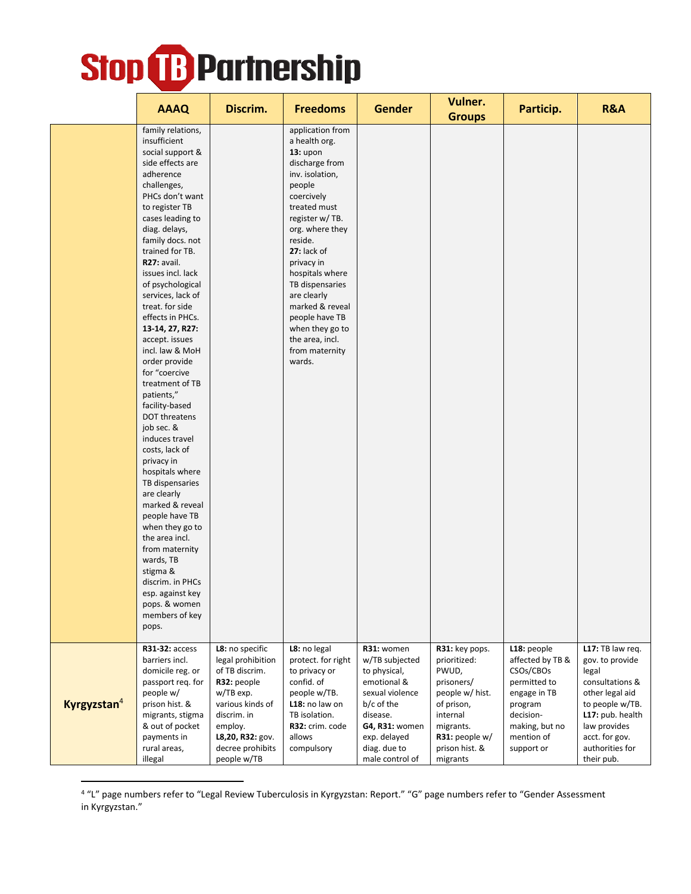| | AAAQ | Discrim. | Freedoms | Gender | Vulner. Groups | Particip. | R&A |
|---|---|---|---|---|---|---|---|
| | family relations, insufficient social support & side effects are adherence challenges, PHCs don't want to register TB cases leading to diag. delays, family docs. not trained for TB. **R27:** avail. issues incl. lack of psychological services, lack of treat. for side effects in PHCs. **13-14, 27, R27:** accept. issues incl. law & MoH order provide for "coercive treatment of TB patients," facility-based DOT threatens job sec. & induces travel costs, lack of privacy in hospitals where TB dispensaries are clearly marked & reveal people have TB when they go to the area incl. from maternity wards, TB stigma & discrim. in PHCs esp. against key pops. & women members of key pops. | | application from a health org. **13:** upon discharge from inv. isolation, people coercively treated must register w/ TB. org. where they reside. **27:** lack of privacy in hospitals where TB dispensaries are clearly marked & reveal people have TB when they go to the area, incl. from maternity wards. | | | | |
| **Kyrgyzstan**[4] | **R31-32:** access barriers incl. domicile reg. or passport req. for people w/ prison hist. & migrants, stigma & out of pocket payments in rural areas, illegal | **L8:** no specific legal prohibition of TB discrim. **R32:** people w/TB exp. various kinds of discrim. in employ. **L8,20, R32:** gov. decree prohibits people w/TB | **L8:** no legal protect. for right to privacy or confid. of people w/TB. **L18:** no law on TB isolation. **R32:** crim. code allows compulsory | **R31:** women w/TB subjected to physical, emotional & sexual violence b/c of the disease. **G4, R31:** women exp. delayed diag. due to male control of | **R31:** key pops. prioritized: PWUD, prisoners/ people w/ hist. of prison, internal migrants. **R31:** people w/ prison hist. & migrants | **L18:** people affected by TB & CSOs/CBOs permitted to engage in TB program decision-making, but no mention of support or | **L17:** TB law req. gov. to provide legal consultations & other legal aid to people w/TB. **L17:** pub. health law provides acct. for gov. authorities for their pub. |

[4] "L" page numbers refer to "Legal Review Tuberculosis in Kyrgyzstan: Report." "G" page numbers refer to "Gender Assessment in Kyrgyzstan."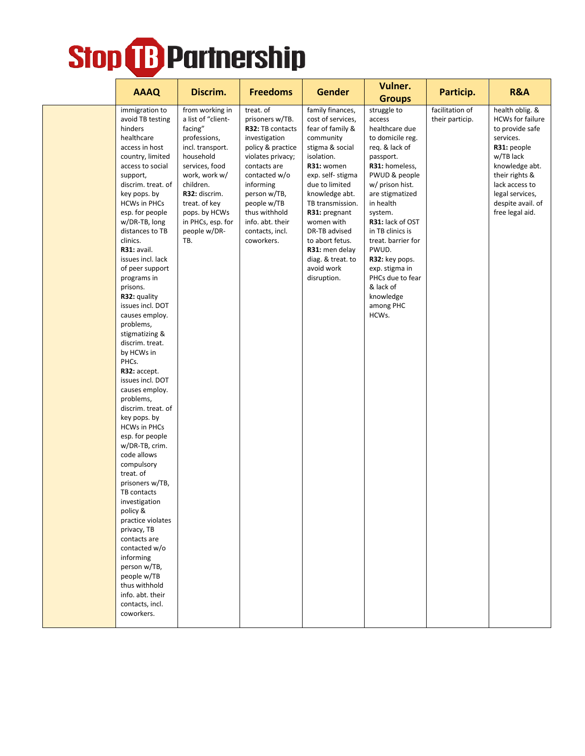| | AAAQ | Discrim. | Freedoms | Gender | Vulner. Groups | Particip. | R&A |
|---|---|---|---|---|---|---|---|
| | immigration to avoid TB testing hinders healthcare access in host country, limited access to social support, discrim. treat. of key pops. by HCWs in PHCs esp. for people w/DR-TB, long distances to TB clinics. **R31:** avail. issues incl. lack of peer support programs in prisons. **R32:** quality issues incl. DOT causes employ. problems, stigmatizing & discrim. treat. by HCWs in PHCs. **R32:** accept. issues incl. DOT causes employ. problems, discrim. treat. of key pops. by HCWs in PHCs esp. for people w/DR-TB, crim. code allows compulsory treat. of prisoners w/TB, TB contacts investigation policy & practice violates privacy, TB contacts are contacted w/o informing person w/TB, people w/TB thus withhold info. abt. their contacts, incl. coworkers. | from working in a list of "client-facing" professions, incl. transport. household services, food work, work w/ children. **R32:** discrim. treat. of key pops. by HCWs in PHCs, esp. for people w/DR-TB. | treat. of prisoners w/TB. **R32:** TB contacts investigation policy & practice violates privacy; contacts are contacted w/o informing person w/TB, people w/TB thus withhold info. abt. their contacts, incl. coworkers. | family finances, cost of services, fear of family & community stigma & social isolation. **R31:** women exp. self- stigma due to limited knowledge abt. TB transmission. **R31:** pregnant women with DR-TB advised to abort fetus. **R31:** men delay diag. & treat. to avoid work disruption. | struggle to access healthcare due to domicile reg. req. & lack of passport. **R31:** homeless, PWUD & people w/ prison hist. are stigmatized in health system. **R31:** lack of OST in TB clinics is treat. barrier for PWUD. **R32:** key pops. exp. stigma in PHCs due to fear & lack of knowledge among PHC HCWs. | facilitation of their particip. | health oblig. & HCWs for failure to provide safe services. **R31:** people w/TB lack knowledge abt. their rights & lack access to legal services, despite avail. of free legal aid. |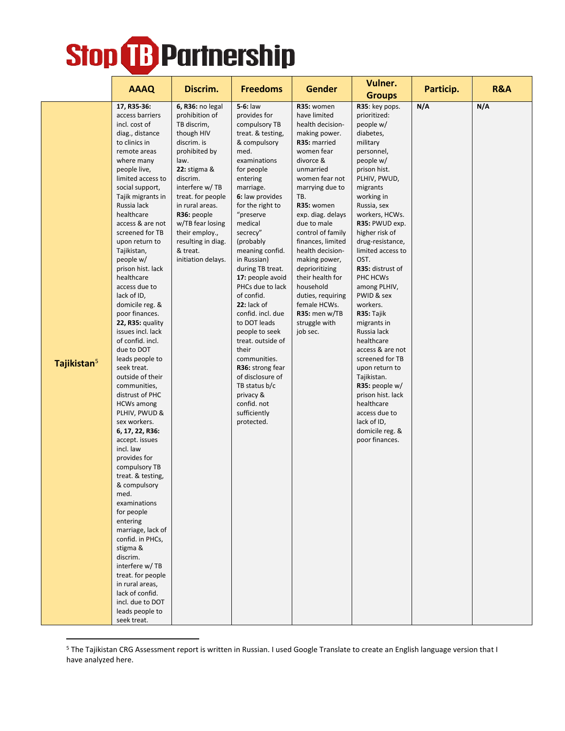| | AAAQ | Discrim. | Freedoms | Gender | Vulner. Groups | Particip. | R&A |
|---|---|---|---|---|---|---|---|
| Tajikistan[5] | **17, R35-36:** access barriers incl. cost of diag., distance to clinics in remote areas where many people live, limited access to social support, Tajik migrants in Russia lack healthcare access & are not screened for TB upon return to Tajikistan, people w/ prison hist. lack healthcare access due to lack of ID, domicile reg. & poor finances. **22, R35:** quality issues incl. lack of confid. incl. due to DOT leads people to seek treat. outside of their communities, distrust of PHC HCWs among PLHIV, PWUD & sex workers. **6, 17, 22, R36:** accept. issues incl. law provides for compulsory TB treat. & testing, & compulsory med. examinations for people entering marriage, lack of confid. in PHCs, stigma & discrim. interfere w/ TB treat. for people in rural areas, lack of confid. incl. due to DOT leads people to seek treat. | **6, R36:** no legal prohibition of TB discrim, though HIV discrim. is prohibited by law. **22:** stigma & discrim. interfere w/ TB treat. for people in rural areas. **R36:** people w/TB fear losing their employ., resulting in diag. & treat. initiation delays. | **5-6:** law provides for compulsory TB treat. & testing, & compulsory med. examinations for people entering marriage. **6:** law provides for the right to "preserve medical secrecy" (probably meaning confid. in Russian) during TB treat. **17:** people avoid PHCs due to lack of confid. **22:** lack of confid. incl. due to DOT leads people to seek treat. outside of their communities. **R36:** strong fear of disclosure of TB status b/c privacy & confid. not sufficiently protected. | **R35:** women have limited health decision-making power. **R35:** married women fear divorce & unmarried women fear not marrying due to TB. **R35:** women exp. diag. delays due to male control of family finances, limited health decision-making power, deprioritizing their health for household duties, requiring female HCWs. **R35:** men w/TB struggle with job sec. | **R35**: key pops. prioritized: people w/ diabetes, military personnel, people w/ prison hist. PLHIV, PWUD, migrants working in Russia, sex workers, HCWs. **R35:** PWUD exp. higher risk of drug-resistance, limited access to OST. **R35:** distrust of PHC HCWs among PLHIV, PWID & sex workers. **R35:** Tajik migrants in Russia lack healthcare access & are not screened for TB upon return to Tajikistan. **R35:** people w/ prison hist. lack healthcare access due to lack of ID, domicile reg. & poor finances. | **N/A** | **N/A** |

[5] The Tajikistan CRG Assessment report is written in Russian. I used Google Translate to create an English language version that I have analyzed here.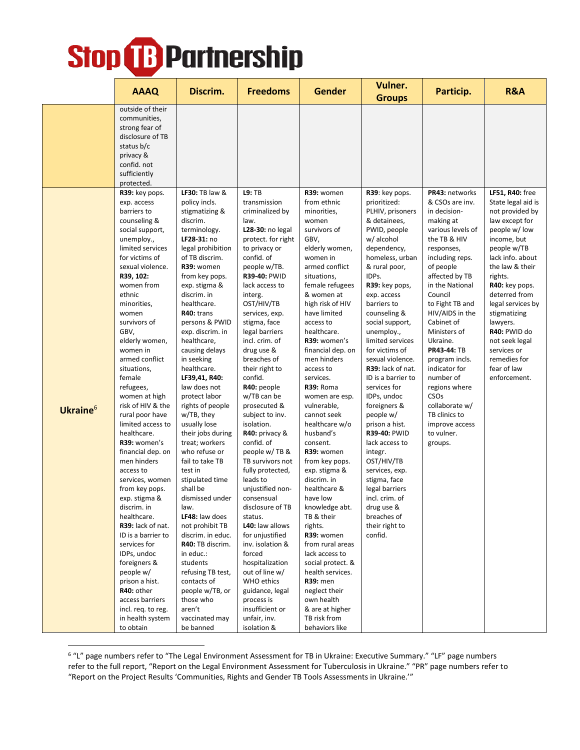# Stop TB Partnership

| | AAAQ | Discrim. | Freedoms | Gender | Vulner. Groups | Particip. | R&A |
|---|---|---|---|---|---|---|---|
| | outside of their communities, strong fear of disclosure of TB status b/c privacy & confid. not sufficiently protected. | | | | | | |
| **Ukraine**[6] | **R39:** key pops. exp. access barriers to counseling & social support, unemploy., limited services for victims of sexual violence. **R39, 102:** women from ethnic minorities, women survivors of GBV, elderly women, women in armed conflict situations, female refugees, women at high risk of HIV & the rural poor have limited access to healthcare. **R39:** women's financial dep. on men hinders access to services, women from key pops. exp. stigma & discrim. in healthcare. **R39:** lack of nat. ID is a barrier to services for IDPs, undoc foreigners & people w/ prison a hist. **R40:** other access barriers incl. req. to reg. in health system to obtain | **LF30:** TB law & policy incls. stigmatizing & discrim. terminology. **LF28-31:** no legal prohibition of TB discrim. **R39:** women from key pops. exp. stigma & discrim. in healthcare. **R40:** trans persons & PWID exp. discrim. in healthcare, causing delays in seeking healthcare. **LF39,41, R40:** law does not protect labor rights of people w/TB, they usually lose their jobs during treat; workers who refuse or fail to take TB test in stipulated time shall be dismissed under law. **LF48:** law does not prohibit TB discrim. in educ. **R40:** TB discrim. in educ.: students refusing TB test, contacts of people w/TB, or those who aren't vaccinated may be banned | **L9:** TB transmission criminalized by law. **L28-30:** no legal protect. for right to privacy or confid. of people w/TB. **R39-40:** PWID lack access to interg. OST/HIV/TB services, exp. stigma, face legal barriers incl. crim. of drug use & breaches of their right to confid. **R40:** people w/TB can be prosecuted & subject to inv. isolation. **R40:** privacy & confid. of people w/ TB & TB survivors not fully protected, leads to unjustified non-consensual disclosure of TB status. **L40:** law allows for unjustified inv. isolation & forced hospitalization out of line w/ WHO ethics guidance, legal process is insufficient or unfair, inv. isolation & | **R39:** women from ethnic minorities, women survivors of GBV, elderly women, women in armed conflict situations, female refugees & women at high risk of HIV have limited access to healthcare. **R39:** women's financial dep. on men hinders access to services. **R39:** Roma women are esp. vulnerable, cannot seek healthcare w/o husband's consent. **R39:** women from key pops. exp. stigma & discrim. in healthcare & have low knowledge abt. TB & their rights. **R39:** women from rural areas lack access to social protect. & health services. **R39:** men neglect their own health & are at higher TB risk from behaviors like | **R39**: key pops. prioritized: PLHIV, prisoners & detainees, PWID, people w/ alcohol dependency, homeless, urban & rural poor, IDPs. **R39:** key pops, exp. access barriers to counseling & social support, unemploy., limited services for victims of sexual violence. **R39:** lack of nat. ID is a barrier to services for IDPs, undoc foreigners & people w/ prison a hist. **R39-40:** PWID lack access to integr. OST/HIV/TB services, exp. stigma, face legal barriers incl. crim. of drug use & breaches of their right to confid. | **PR43:** networks & CSOs are inv. in decision-making at various levels of the TB & HIV responses, including reps. of people affected by TB in the National Council to Fight TB and HIV/AIDS in the Cabinet of Ministers of Ukraine. **PR43-44:** TB program incls. indicator for number of regions where CSOs collaborate w/ TB clinics to improve access to vulner. groups. | **LF51, R40:** free State legal aid is not provided by law except for people w/ low income, but people w/TB lack info. about the law & their rights. **R40:** key pops. deterred from legal services by stigmatizing lawyers. **R40:** PWID do not seek legal services or remedies for fear of law enforcement. |

[6] "L" page numbers refer to "The Legal Environment Assessment for TB in Ukraine: Executive Summary." "LF" page numbers refer to the full report, "Report on the Legal Environment Assessment for Tuberculosis in Ukraine." "PR" page numbers refer to "Report on the Project Results 'Communities, Rights and Gender TB Tools Assessments in Ukraine.'"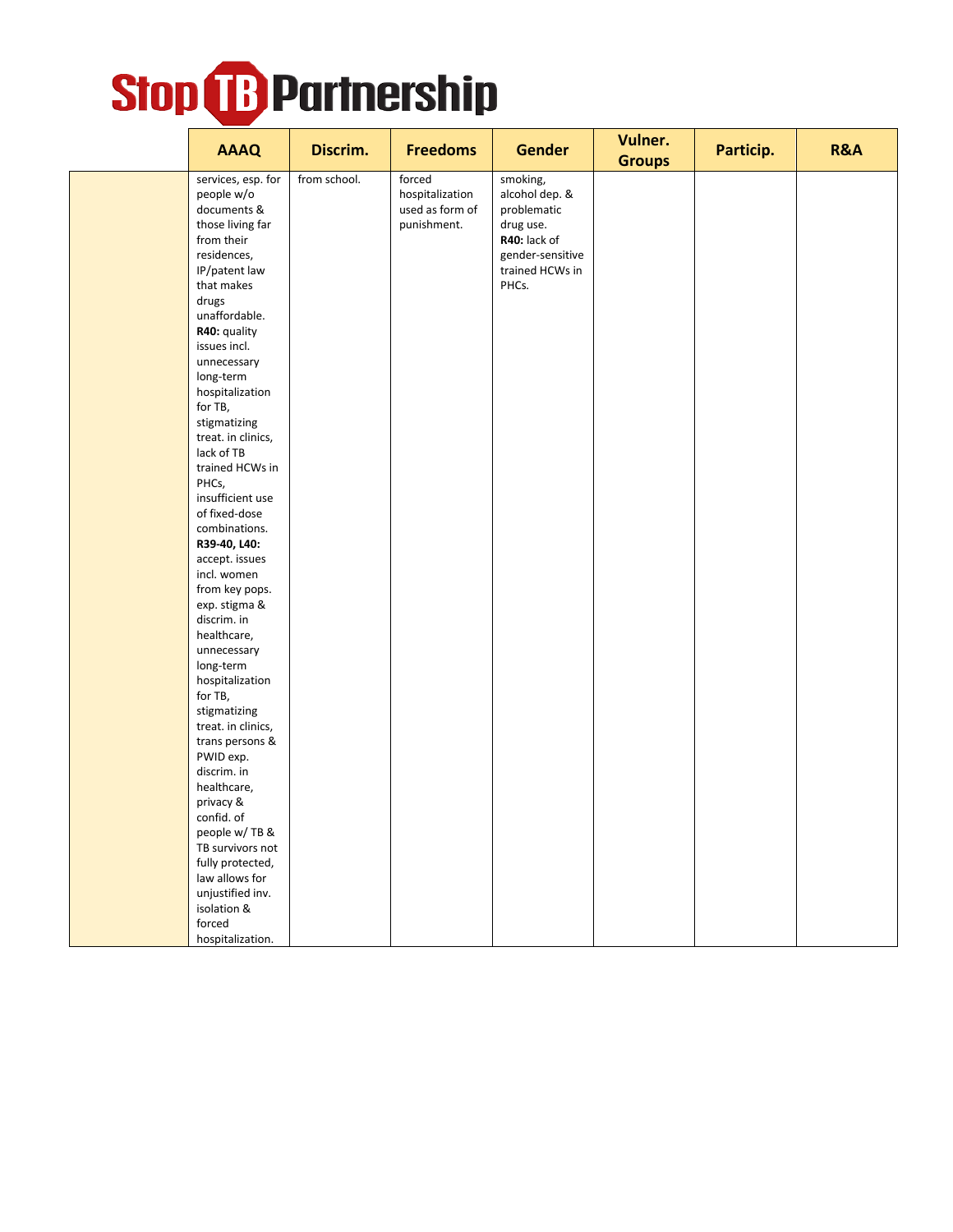| | AAAQ | Discrim. | Freedoms | Gender | Vulner. Groups | Particip. | R&A |
|---|---|---|---|---|---|---|---|
| | services, esp. for people w/o documents & those living far from their residences, IP/patent law that makes drugs unaffordable. **R40:** quality issues incl. unnecessary long-term hospitalization for TB, stigmatizing treat. in clinics, lack of TB trained HCWs in PHCs, insufficient use of fixed-dose combinations. **R39-40, L40:** accept. issues incl. women from key pops. exp. stigma & discrim. in healthcare, unnecessary long-term hospitalization for TB, stigmatizing treat. in clinics, trans persons & PWID exp. discrim. in healthcare, privacy & confid. of people w/ TB & TB survivors not fully protected, law allows for unjustified inv. isolation & forced hospitalization. | from school. | forced hospitalization used as form of punishment. | smoking, alcohol dep. & problematic drug use. **R40:** lack of gender-sensitive trained HCWs in PHCs. | | | |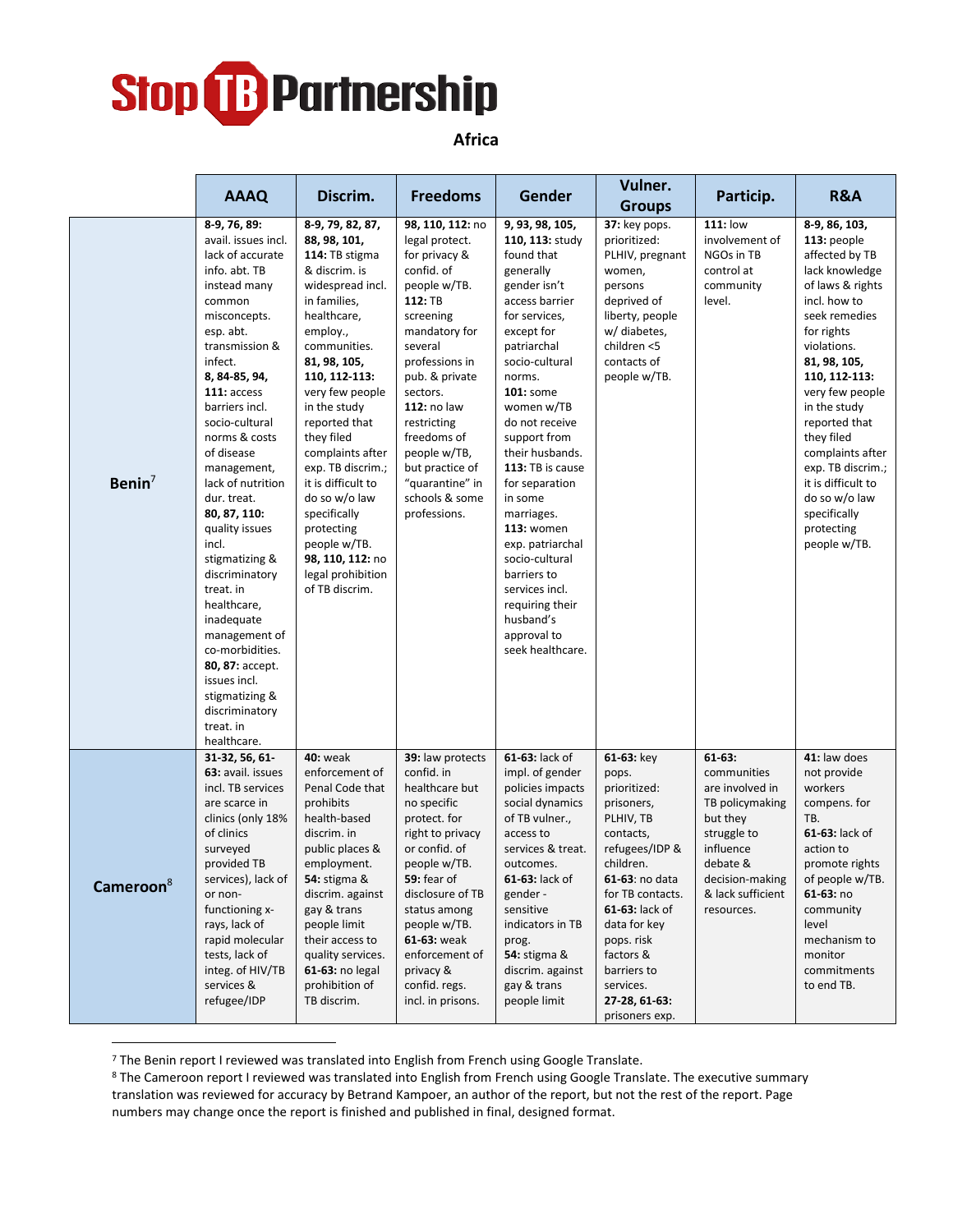# Stop TB Partnership

**Africa**

| | AAAQ | Discrim. | Freedoms | Gender | Vulner. Groups | Particip. | R&A |
|---|---|---|---|---|---|---|---|
| **Benin**[7] | **8-9, 76, 89:** avail. issues incl. lack of accurate info. abt. TB instead many common misconcepts. esp. abt. transmission & infect. **8, 84-85, 94, 111:** access barriers incl. socio-cultural norms & costs of disease management, lack of nutrition dur. treat. **80, 87, 110:** quality issues incl. stigmatizing & discriminatory treat. in healthcare, inadequate management of co-morbidities. **80, 87:** accept. issues incl. stigmatizing & discriminatory treat. in healthcare. | **8-9, 79, 82, 87, 88, 98, 101, 114:** TB stigma & discrim. is widespread incl. in families, healthcare, employ., communities. **81, 98, 105, 110, 112-113:** very few people in the study reported that they filed complaints after exp. TB discrim.; it is difficult to do so w/o law specifically protecting people w/TB. **98, 110, 112:** no legal prohibition of TB discrim. | **98, 110, 112:** no legal protect. for privacy & confid. of people w/TB. **112:** TB screening mandatory for several professions in pub. & private sectors. **112:** no law restricting freedoms of people w/TB, but practice of "quarantine" in schools & some professions. | **9, 93, 98, 105, 110, 113:** study found that generally gender isn't access barrier for services, except for patriarchal socio-cultural norms. **101:** some women w/TB do not receive support from their husbands. **113:** TB is cause for separation in some marriages. **113:** women exp. patriarchal socio-cultural barriers to services incl. requiring their husband's approval to seek healthcare. | **37:** key pops. prioritized: PLHIV, pregnant women, persons deprived of liberty, people w/ diabetes, children <5 contacts of people w/TB. | **111:** low involvement of NGOs in TB control at community level. | **8-9, 86, 103, 113:** people affected by TB lack knowledge of laws & rights incl. how to seek remedies for rights violations. **81, 98, 105, 110, 112-113:** very few people in the study reported that they filed complaints after exp. TB discrim.; it is difficult to do so w/o law specifically protecting people w/TB. |
| **Cameroon**[8] | **31-32, 56, 61-63:** avail. issues incl. TB services are scarce in clinics (only 18% of clinics surveyed provided TB services), lack of or non-functioning x-rays, lack of rapid molecular tests, lack of integ. of HIV/TB services & refugee/IDP | **40:** weak enforcement of Penal Code that prohibits health-based discrim. in public places & employment. **54:** stigma & discrim. against gay & trans people limit their access to quality services. **61-63:** no legal prohibition of TB discrim. | **39:** law protects confid. in healthcare but no specific protect. for right to privacy or confid. of people w/TB. **59:** fear of disclosure of TB status among people w/TB. **61-63:** weak enforcement of privacy & confid. regs. incl. in prisons. | **61-63:** lack of impl. of gender policies impacts social dynamics of TB vulner., access to services & treat. outcomes. **61-63:** lack of gender - sensitive indicators in TB prog. **54:** stigma & discrim. against gay & trans people limit | **61-63:** key pops. prioritized: prisoners, PLHIV, TB contacts, refugees/IDP & children. **61-63:** no data for TB contacts. **61-63:** lack of data for key pops. risk factors & barriers to services. **27-28, 61-63:** prisoners exp. | **61-63:** communities are involved in TB policymaking but they struggle to influence debate & decision-making & lack sufficient resources. | **41:** law does not provide workers compens. for TB. **61-63:** lack of action to promote rights of people w/TB. **61-63:** no community level mechanism to monitor commitments to end TB. |

[7] The Benin report I reviewed was translated into English from French using Google Translate.

[8] The Cameroon report I reviewed was translated into English from French using Google Translate. The executive summary translation was reviewed for accuracy by Betrand Kampoer, an author of the report, but not the rest of the report. Page numbers may change once the report is finished and published in final, designed format.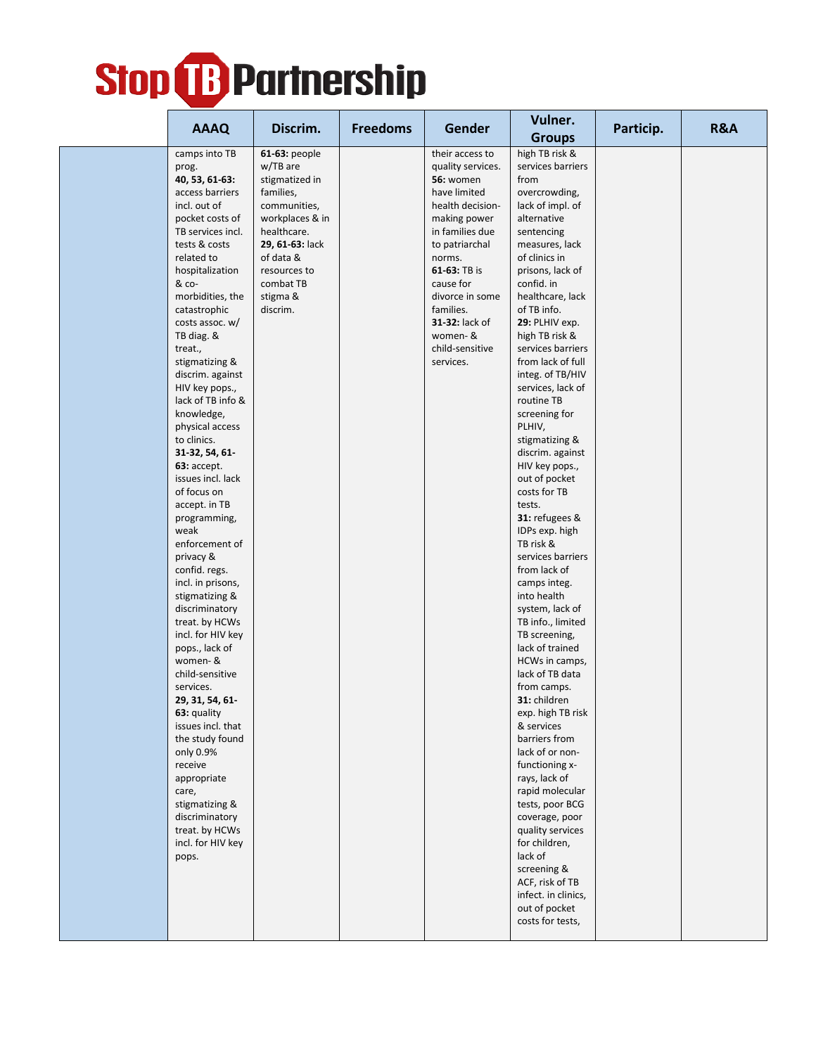| | AAAQ | Discrim. | Freedoms | Gender | Vulner. Groups | Particip. | R&A |
|---|---|---|---|---|---|---|---|
| | camps into TB prog. **40, 53, 61-63:** access barriers incl. out of pocket costs of TB services incl. tests & costs related to hospitalization & co-morbidities, the catastrophic costs assoc. w/ TB diag. & treat., stigmatizing & discrim. against HIV key pops., lack of TB info & knowledge, physical access to clinics. **31-32, 54, 61-63:** accept. issues incl. lack of focus on accept. in TB programming, weak enforcement of privacy & confid. regs. incl. in prisons, stigmatizing & discriminatory treat. by HCWs incl. for HIV key pops., lack of women- & child-sensitive services. **29, 31, 54, 61-63:** quality issues incl. that the study found only 0.9% receive appropriate care, stigmatizing & discriminatory treat. by HCWs incl. for HIV key pops. | **61-63:** people w/TB are stigmatized in families, communities, workplaces & in healthcare. **29, 61-63:** lack of data & resources to combat TB stigma & discrim. | | their access to quality services. **56:** women have limited health decision-making power in families due to patriarchal norms. **61-63:** TB is cause for divorce in some families. **31-32:** lack of women- & child-sensitive services. | high TB risk & services barriers from overcrowding, lack of impl. of alternative sentencing measures, lack of clinics in prisons, lack of confid. in healthcare, lack of TB info. **29:** PLHIV exp. high TB risk & services barriers from lack of full integ. of TB/HIV services, lack of routine TB screening for PLHIV, stigmatizing & discrim. against HIV key pops., out of pocket costs for TB tests. **31:** refugees & IDPs exp. high TB risk & services barriers from lack of camps integ. into health system, lack of TB info., limited TB screening, lack of trained HCWs in camps, lack of TB data from camps. **31:** children exp. high TB risk & services barriers from lack of or non-functioning x-rays, lack of rapid molecular tests, poor BCG coverage, poor quality services for children, lack of screening & ACF, risk of TB infect. in clinics, out of pocket costs for tests, | | |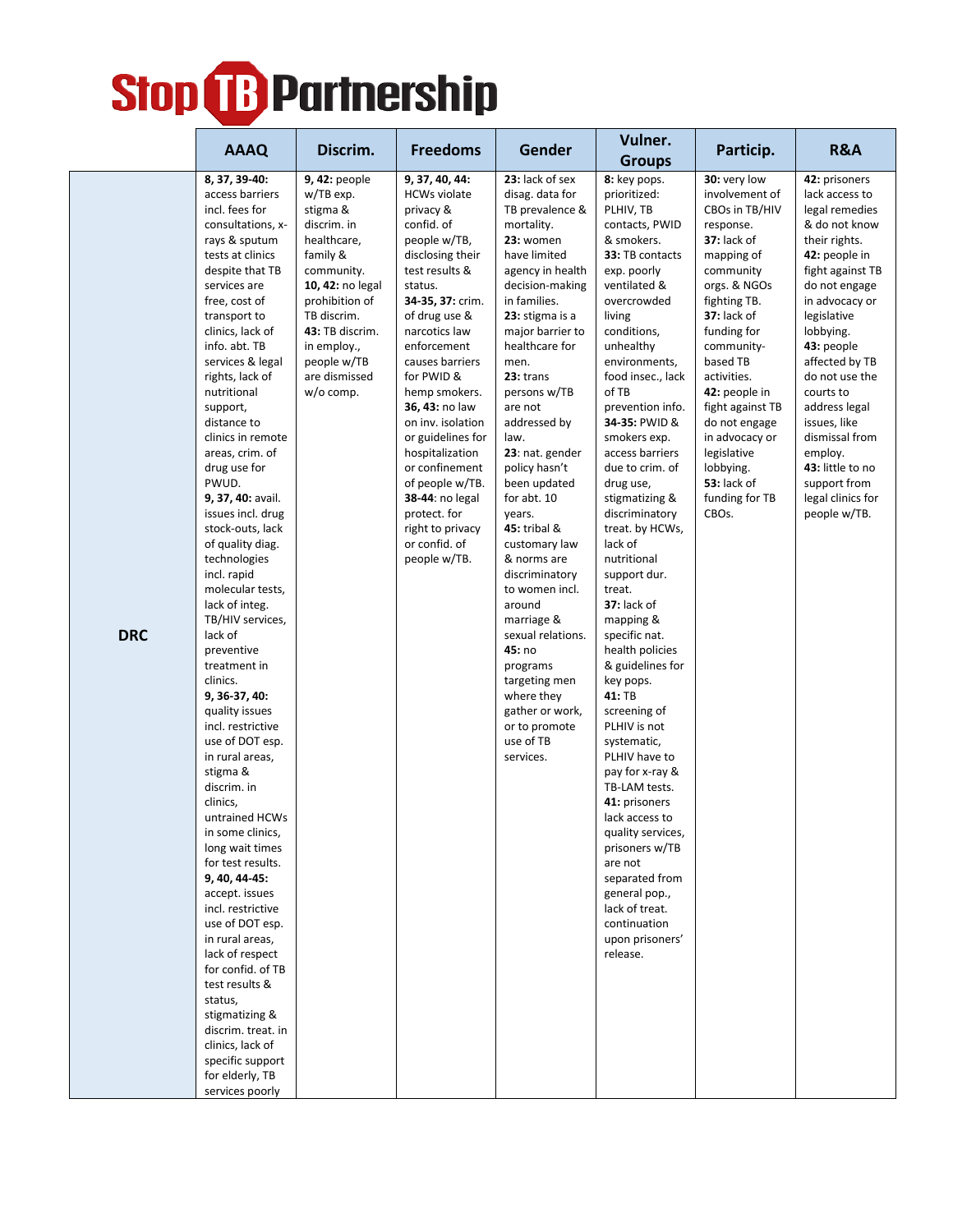| | AAAQ | Discrim. | Freedoms | Gender | Vulner. Groups | Particip. | R&A |
|---|---|---|---|---|---|---|---|
| DRC | **8, 37, 39-40:** access barriers incl. fees for consultations, x-rays & sputum tests at clinics despite that TB services are free, cost of transport to clinics, lack of info. abt. TB services & legal rights, lack of nutritional support, distance to clinics in remote areas, crim. of drug use for PWUD. **9, 37, 40:** avail. issues incl. drug stock-outs, lack of quality diag. technologies incl. rapid molecular tests, lack of integ. TB/HIV services, lack of preventive treatment in clinics. **9, 36-37, 40:** quality issues incl. restrictive use of DOT esp. in rural areas, stigma & discrim. in clinics, untrained HCWs in some clinics, long wait times for test results. **9, 40, 44-45:** accept. issues incl. restrictive use of DOT esp. in rural areas, lack of respect for confid. of TB test results & status, stigmatizing & discrim. treat. in clinics, lack of specific support for elderly, TB services poorly | **9, 42:** people w/TB exp. stigma & discrim. in healthcare, family & community. **10, 42:** no legal prohibition of TB discrim. **43:** TB discrim. in employ., people w/TB are dismissed w/o comp. | **9, 37, 40, 44:** HCWs violate privacy & confid. of people w/TB, disclosing their test results & status. **34-35, 37:** crim. of drug use & narcotics law enforcement causes barriers for PWID & hemp smokers. **36, 43:** no law on inv. isolation or guidelines for hospitalization or confinement of people w/TB. **38-44:** no legal protect. for right to privacy or confid. of people w/TB. | **23:** lack of sex disag. data for TB prevalence & mortality. **23:** women have limited agency in health decision-making in families. **23:** stigma is a major barrier to healthcare for men. **23:** trans persons w/TB are not addressed by law. **23:** nat. gender policy hasn't been updated for abt. 10 years. **45:** tribal & customary law & norms are discriminatory to women incl. around marriage & sexual relations. **45:** no programs targeting men where they gather or work, or to promote use of TB services. | **8:** key pops. prioritized: PLHIV, TB contacts, PWID & smokers. **33:** TB contacts exp. poorly ventilated & overcrowded living conditions, unhealthy environments, food insec., lack of TB prevention info. **34-35:** PWID & smokers exp. access barriers due to crim. of drug use, stigmatizing & discriminatory treat. by HCWs, lack of nutritional support dur. treat. **37:** lack of mapping & specific nat. health policies & guidelines for key pops. **41:** TB screening of PLHIV is not systematic, PLHIV have to pay for x-ray & TB-LAM tests. **41:** prisoners lack access to quality services, prisoners w/TB are not separated from general pop., lack of treat. continuation upon prisoners' release. | **30:** very low involvement of CBOs in TB/HIV response. **37:** lack of mapping of community orgs. & NGOs fighting TB. **37:** lack of funding for community-based TB activities. **42:** people in fight against TB do not engage in advocacy or legislative lobbying. **53:** lack of funding for TB CBOs. | **42:** prisoners lack access to legal remedies & do not know their rights. **42:** people in fight against TB do not engage in advocacy or legislative lobbying. **43:** people affected by TB do not use the courts to address legal issues, like dismissal from employ. **43:** little to no support from legal clinics for people w/TB. |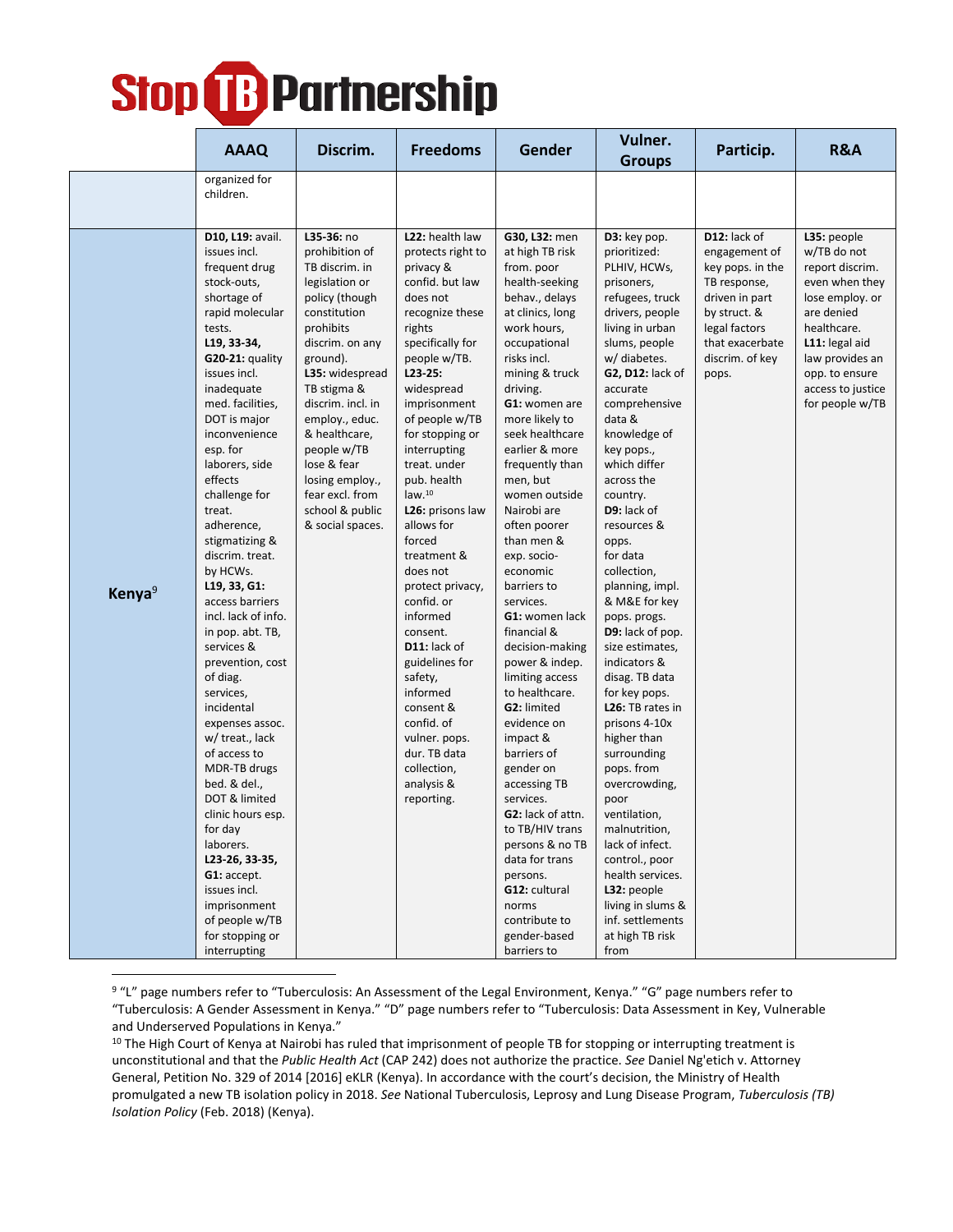# Stop TB Partnership

| | AAAQ | Discrim. | Freedoms | Gender | Vulner. Groups | Particip. | R&A |
|---|---|---|---|---|---|---|---|
| | organized for children. | | | | | | |
| **Kenya**[9] | **D10, L19:** avail. issues incl. frequent drug stock-outs, shortage of rapid molecular tests. **L19, 33-34, G20-21:** quality issues incl. inadequate med. facilities, DOT is major inconvenience esp. for laborers, side effects challenge for treat. adherence, stigmatizing & discrim. treat. by HCWs. **L19, 33, G1:** access barriers incl. lack of info. in pop. abt. TB, services & prevention, cost of diag. services, incidental expenses assoc. w/ treat., lack of access to MDR-TB drugs bed. & del., DOT & limited clinic hours esp. for day laborers. **L23-26, 33-35, G1:** accept. issues incl. imprisonment of people w/TB for stopping or interrupting | **L35-36:** no prohibition of TB discrim. in legislation or policy (though constitution prohibits discrim. on any ground). **L35:** widespread TB stigma & discrim. incl. in employ., educ. & healthcare, people w/TB lose & fear losing employ., fear excl. from school & public & social spaces. | **L22:** health law protects right to privacy & confid. but law does not recognize these rights specifically for people w/TB. **L23-25:** widespread imprisonment of people w/TB for stopping or interrupting treat. under pub. health law.[10] **L26:** prisons law allows for forced treatment & does not protect privacy, confid. or informed consent. **D11:** lack of guidelines for safety, informed consent & confid. of vulner. pops. dur. TB data collection, analysis & reporting. | **G30, L32:** men at high TB risk from. poor health-seeking behav., delays at clinics, long work hours, occupational risks incl. mining & truck driving. **G1:** women are more likely to seek healthcare earlier & more frequently than men, but women outside Nairobi are often poorer than men & exp. socio-economic barriers to services. **G1:** women lack financial & decision-making power & indep. limiting access to healthcare. **G2:** limited evidence on impact & barriers of gender on accessing TB services. **G2:** lack of attn. to TB/HIV trans persons & no TB data for trans persons. **G12:** cultural norms contribute to gender-based barriers to | **D3:** key pop. prioritized: PLHIV, HCWs, prisoners, refugees, truck drivers, people living in urban slums, people w/ diabetes. **G2, D12:** lack of accurate comprehensive data & knowledge of key pops., which differ across the country. **D9:** lack of resources & opps. for data collection, planning, impl. & M&E for key pops. progs. **D9:** lack of pop. size estimates, indicators & disag. TB data for key pops. **L26:** TB rates in prisons 4-10x higher than surrounding pops. from overcrowding, poor ventilation, malnutrition, lack of infect. control., poor health services. **L32:** people living in slums & inf. settlements at high TB risk from | **D12:** lack of engagement of key pops. in the TB response, driven in part by struct. & legal factors that exacerbate discrim. of key pops. | **L35:** people w/TB do not report discrim. even when they lose employ. or are denied healthcare. **L11:** legal aid law provides an opp. to ensure access to justice for people w/TB |

[9] "L" page numbers refer to "Tuberculosis: An Assessment of the Legal Environment, Kenya." "G" page numbers refer to "Tuberculosis: A Gender Assessment in Kenya." "D" page numbers refer to "Tuberculosis: Data Assessment in Key, Vulnerable and Underserved Populations in Kenya."

[10] The High Court of Kenya at Nairobi has ruled that imprisonment of people TB for stopping or interrupting treatment is unconstitutional and that the *Public Health Act* (CAP 242) does not authorize the practice. *See* Daniel Ng'etich v. Attorney General, Petition No. 329 of 2014 [2016] eKLR (Kenya). In accordance with the court's decision, the Ministry of Health promulgated a new TB isolation policy in 2018. *See* National Tuberculosis, Leprosy and Lung Disease Program, *Tuberculosis (TB) Isolation Policy* (Feb. 2018) (Kenya).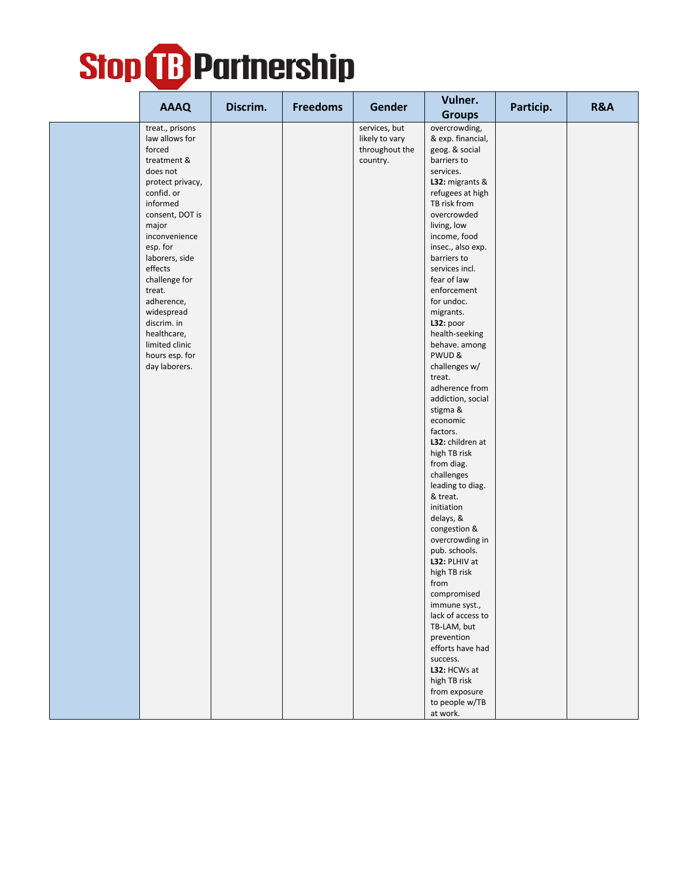| | AAAQ | Discrim. | Freedoms | Gender | Vulner. Groups | Particip. | R&A |
|---|---|---|---|---|---|---|---|
| | treat., prisons law allows for forced treatment & does not protect privacy, confid. or informed consent, DOT is major inconvenience esp. for laborers, side effects challenge for treat. adherence, widespread discrim. in healthcare, limited clinic hours esp. for day laborers. | | | services, but likely to vary throughout the country. | overcrowding, & exp. financial, geog. & social barriers to services. **L32:** migrants & refugees at high TB risk from overcrowded living, low income, food insec., also exp. barriers to services incl. fear of law enforcement for undoc. migrants. **L32:** poor health-seeking behave. among PWUD & challenges w/ treat. adherence from addiction, social stigma & economic factors. **L32:** children at high TB risk from diag. challenges leading to diag. & treat. initiation delays, & congestion & overcrowding in pub. schools. **L32:** PLHIV at high TB risk from compromised immune syst., lack of access to TB-LAM, but prevention efforts have had success. **L32:** HCWs at high TB risk from exposure to people w/TB at work. | | |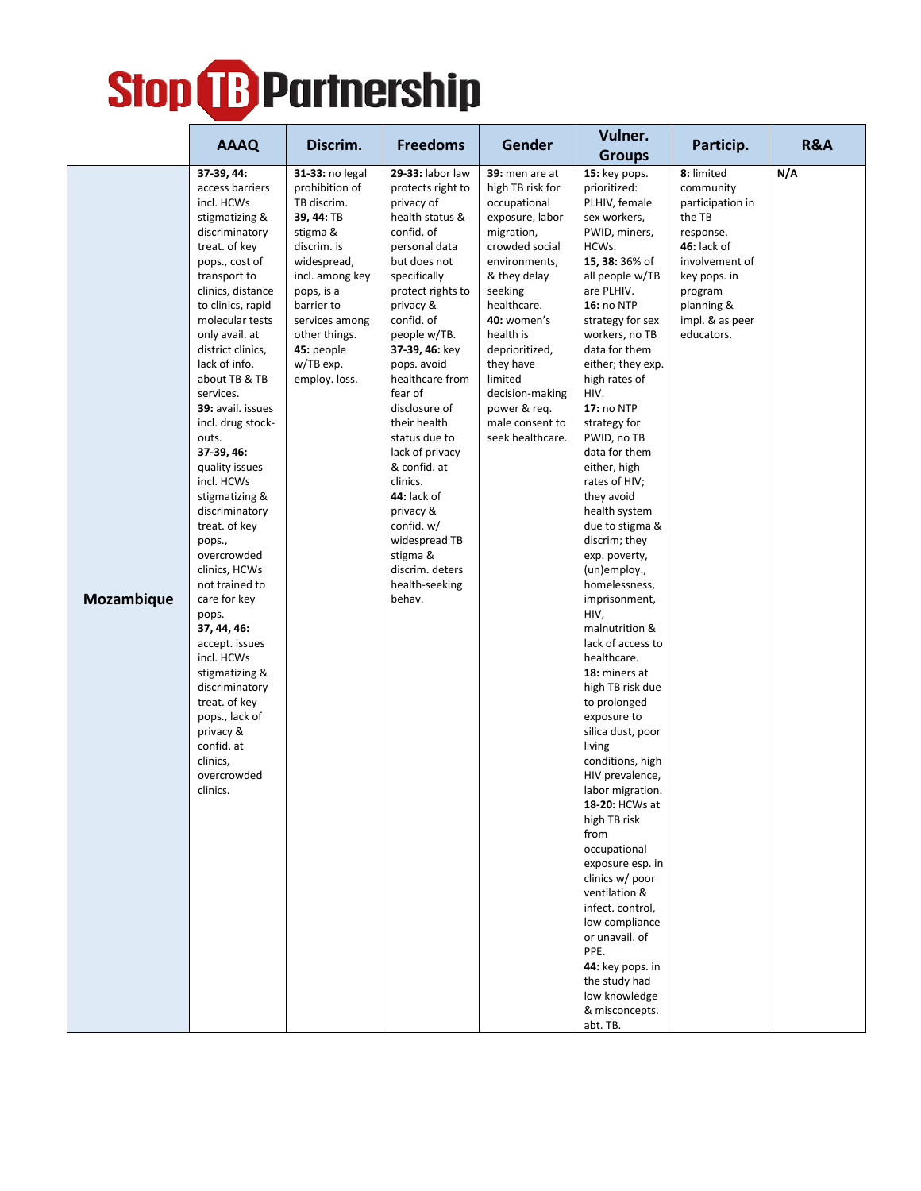# Stop TB Partnership

| | AAAQ | Discrim. | Freedoms | Gender | Vulner. Groups | Particip. | R&A |
|---|---|---|---|---|---|---|---|
| **Mozambique** | **37-39, 44:** access barriers incl. HCWs stigmatizing & discriminatory treat. of key pops., cost of transport to clinics, distance to clinics, rapid molecular tests only avail. at district clinics, lack of info. about TB & TB services. **39:** avail. issues incl. drug stock-outs. **37-39, 46:** quality issues incl. HCWs stigmatizing & discriminatory treat. of key pops., overcrowded clinics, HCWs not trained to care for key pops. **37, 44, 46:** accept. issues incl. HCWs stigmatizing & discriminatory treat. of key pops., lack of privacy & confid. at clinics, overcrowded clinics. | **31-33:** no legal prohibition of TB discrim. **39, 44:** TB stigma & discrim. is widespread, incl. among key pops, is a barrier to services among other things. **45:** people w/TB exp. employ. loss. | **29-33:** labor law protects right to privacy of health status & confid. of personal data but does not specifically protect rights to privacy & confid. of people w/TB. **37-39, 46:** key pops. avoid healthcare from fear of disclosure of their health status due to lack of privacy & confid. at clinics. **44:** lack of privacy & confid. w/ widespread TB stigma & discrim. deters health-seeking behav. | **39:** men are at high TB risk for occupational exposure, labor migration, crowded social environments, & they delay seeking healthcare. **40:** women's health is deprioritized, they have limited decision-making power & req. male consent to seek healthcare. | **15:** key pops. prioritized: PLHIV, female sex workers, PWID, miners, HCWs. **15, 38:** 36% of all people w/TB are PLHIV. **16:** no NTP strategy for sex workers, no TB data for them either; they exp. high rates of HIV. **17:** no NTP strategy for PWID, no TB data for them either, high rates of HIV; they avoid health system due to stigma & discrim; they exp. poverty, (un)employ., homelessness, imprisonment, HIV, malnutrition & lack of access to healthcare. **18:** miners at high TB risk due to prolonged exposure to silica dust, poor living conditions, high HIV prevalence, labor migration. **18-20:** HCWs at high TB risk from occupational exposure esp. in clinics w/ poor ventilation & infect. control, low compliance or unavail. of PPE. **44:** key pops. in the study had low knowledge & misconcepts. abt. TB. | **8:** limited community participation in the TB response. **46:** lack of involvement of key pops. in program planning & impl. & as peer educators. | **N/A** |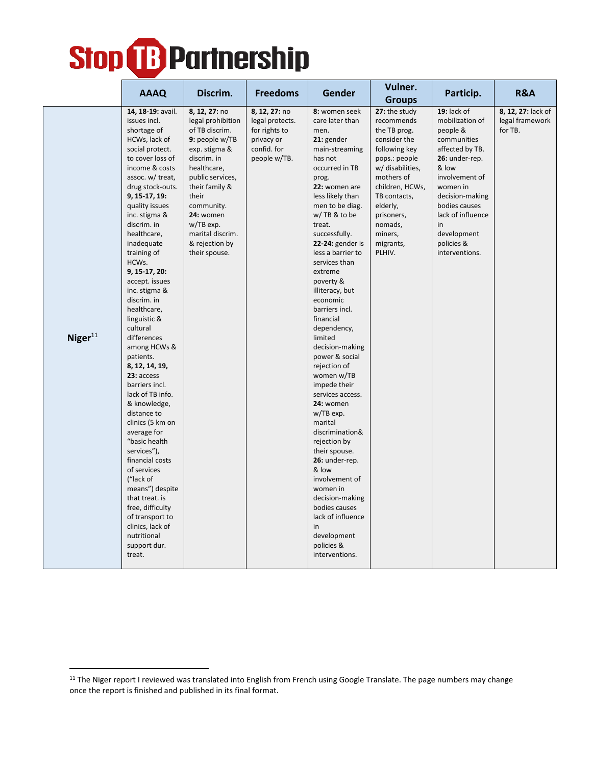# Stop TB Partnership

| | AAAQ | Discrim. | Freedoms | Gender | Vulner. Groups | Particip. | R&A |
|---|---|---|---|---|---|---|---|
| **Niger**[11] | **14, 18-19:** avail. issues incl. shortage of HCWs, lack of social protect. to cover loss of income & costs assoc. w/ treat, drug stock-outs. **9, 15-17, 19:** quality issues inc. stigma & discrim. in healthcare, inadequate training of HCWs. **9, 15-17, 20:** accept. issues inc. stigma & discrim. in healthcare, linguistic & cultural differences among HCWs & patients. **8, 12, 14, 19, 23:** access barriers incl. lack of TB info. & knowledge, distance to clinics (5 km on average for "basic health services"), financial costs of services ("lack of means") despite that treat. is free, difficulty of transport to clinics, lack of nutritional support dur. treat. | **8, 12, 27:** no legal prohibition of TB discrim. **9:** people w/TB exp. stigma & discrim. in healthcare, public services, their family & their community. **24:** women w/TB exp. marital discrim. & rejection by their spouse. | **8, 12, 27:** no legal protects. for rights to privacy or confid. for people w/TB. | **8:** women seek care later than men. **21:** gender main-streaming has not occurred in TB prog. **22:** women are less likely than men to be diag. w/ TB & to be treat. successfully. **22-24:** gender is less a barrier to services than extreme poverty & illiteracy, but economic barriers incl. financial dependency, limited decision-making power & social rejection of women w/TB impede their services access. **24:** women w/TB exp. marital discrimination& rejection by their spouse. **26:** under-rep. & low involvement of women in decision-making bodies causes lack of influence in development policies & interventions. | **27:** the study recommends the TB prog. consider the following key pops.: people w/ disabilities, mothers of children, HCWs, TB contacts, elderly, prisoners, nomads, miners, migrants, PLHIV. | **19:** lack of mobilization of people & communities affected by TB. **26:** under-rep. & low involvement of women in decision-making bodies causes lack of influence in development policies & interventions. | **8, 12, 27:** lack of legal framework for TB. |

[11] The Niger report I reviewed was translated into English from French using Google Translate. The page numbers may change once the report is finished and published in its final format.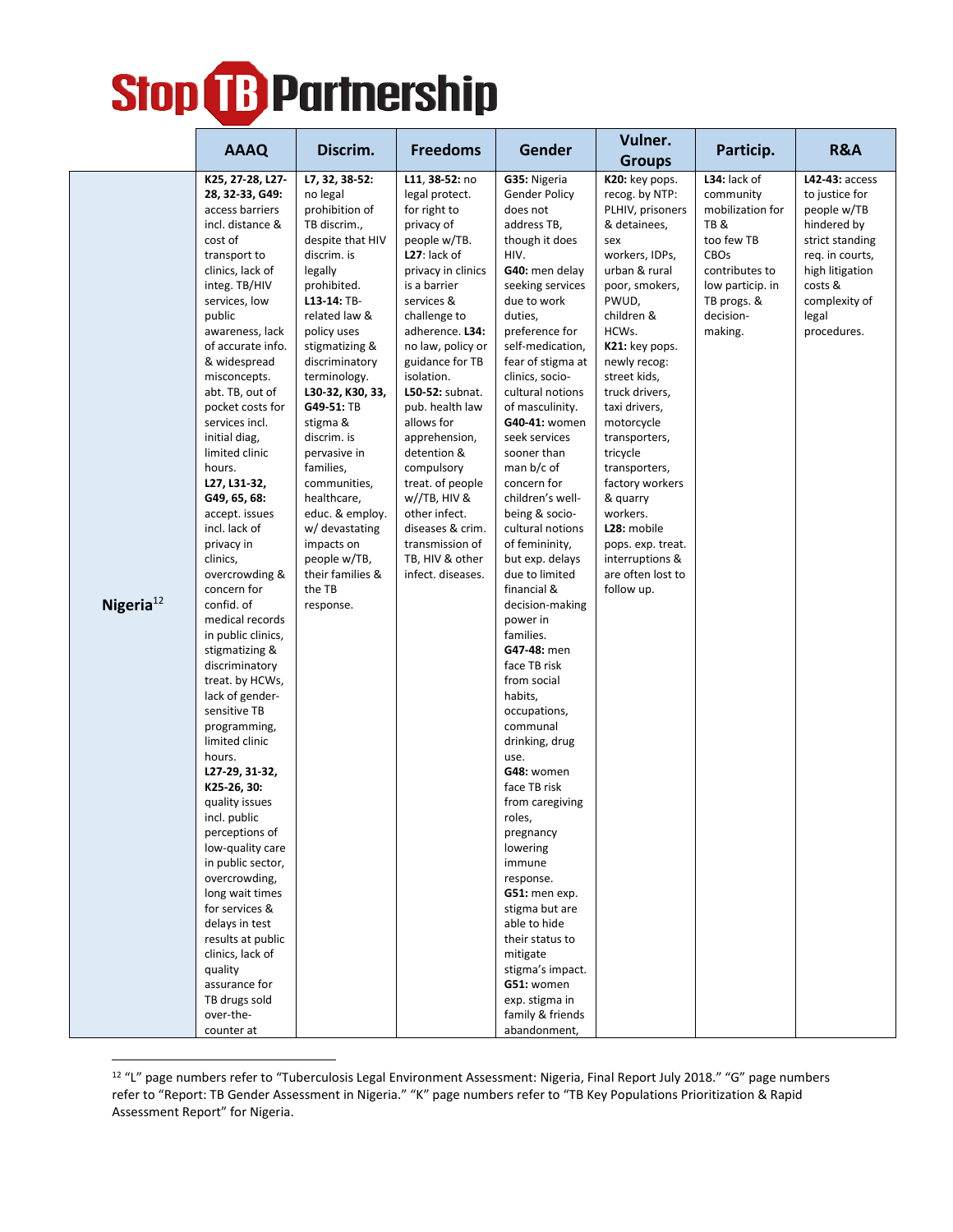**Stop TB Partnership**

| | AAAQ | Discrim. | Freedoms | Gender | Vulner. Groups | Particip. | R&A |
|---|---|---|---|---|---|---|---|
| **Nigeria**[12] | **K25, 27-28, L27-28, 32-33, G49:** access barriers incl. distance & cost of transport to clinics, lack of integ. TB/HIV services, low public awareness, lack of accurate info. & widespread misconcepts. abt. TB, out of pocket costs for services incl. initial diag, limited clinic hours. **L27, L31-32, G49, 65, 68:** accept. issues incl. lack of privacy in clinics, overcrowding & concern for confid. of medical records in public clinics, stigmatizing & discriminatory treat. by HCWs, lack of gender-sensitive TB programming, limited clinic hours. **L27-29, 31-32, K25-26, 30:** quality issues incl. public perceptions of low-quality care in public sector, overcrowding, long wait times for services & delays in test results at public clinics, lack of quality assurance for TB drugs sold over-the-counter at | **L7, 32, 38-52:** no legal prohibition of TB discrim., despite that HIV discrim. is legally prohibited. **L13-14:** TB-related law & policy uses stigmatizing & discriminatory terminology. **L30-32, K30, 33, G49-51:** TB stigma & discrim. is pervasive in families, communities, healthcare, educ. & employ. w/ devastating impacts on people w/TB, their families & the TB response. | **L11, 38-52:** no legal protect. for right to privacy of people w/TB. **L27:** lack of privacy in clinics is a barrier services & challenge to adherence. **L34:** no law, policy or guidance for TB isolation. **L50-52:** subnat. pub. health law allows for apprehension, detention & compulsory treat. of people w//TB, HIV & other infect. diseases & crim. transmission of TB, HIV & other infect. diseases. | **G35:** Nigeria Gender Policy does not address TB, though it does HIV. **G40:** men delay seeking services due to work duties, preference for self-medication, fear of stigma at clinics, socio-cultural notions of masculinity. **G40-41:** women seek services sooner than man b/c of concern for children's well-being & socio-cultural notions of femininity, but exp. delays due to limited financial & decision-making power in families. **G47-48:** men face TB risk from social habits, occupations, communal drinking, drug use. **G48:** women face TB risk from caregiving roles, pregnancy lowering immune response. **G51:** men exp. stigma but are able to hide their status to mitigate stigma's impact. **G51:** women exp. stigma in family & friends abandonment, | **K20:** key pops. recog. by NTP: PLHIV, prisoners & detainees, sex workers, IDPs, urban & rural poor, smokers, PWUD, children & HCWs. **K21:** key pops. newly recog: street kids, truck drivers, taxi drivers, motorcycle transporters, tricycle transporters, factory workers & quarry workers. **L28:** mobile pops. exp. treat. interruptions & are often lost to follow up. | **L34:** lack of community mobilization for TB & too few TB CBOs contributes to low particip. in TB progs. & decision-making. | **L42-43:** access to justice for people w/TB hindered by strict standing req. in courts, high litigation costs & complexity of legal procedures. |

[12] "L" page numbers refer to "Tuberculosis Legal Environment Assessment: Nigeria, Final Report July 2018." "G" page numbers refer to "Report: TB Gender Assessment in Nigeria." "K" page numbers refer to "TB Key Populations Prioritization & Rapid Assessment Report" for Nigeria.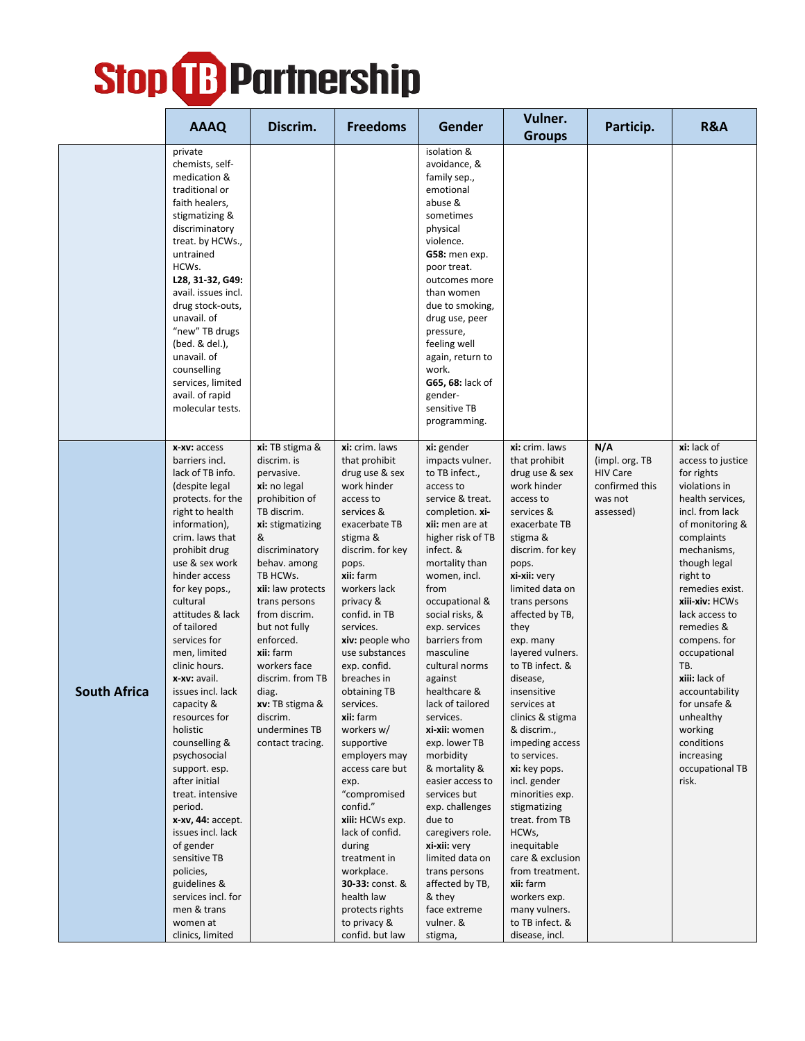| | AAAQ | Discrim. | Freedoms | Gender | Vulner. Groups | Particip. | R&A |
|---|---|---|---|---|---|---|---|
| | private chemists, self-medication & traditional or faith healers, stigmatizing & discriminatory treat. by HCWs., untrained HCWs. **L28, 31-32, G49:** avail. issues incl. drug stock-outs, unavail. of "new" TB drugs (bed. & del.), unavail. of counselling services, limited avail. of rapid molecular tests. | | | isolation & avoidance, & family sep., emotional abuse & sometimes physical violence. **G58:** men exp. poor treat. outcomes more than women due to smoking, drug use, peer pressure, feeling well again, return to work. **G65, 68:** lack of gender-sensitive TB programming. | | | |
| **South Africa** | **x-xv:** access barriers incl. lack of TB info. (despite legal protects. for the right to health information), crim. laws that prohibit drug use & sex work hinder access for key pops., cultural attitudes & lack of tailored services for men, limited clinic hours. **x-xv:** avail. issues incl. lack capacity & resources for holistic counselling & psychosocial support. esp. after initial treat. intensive period. **x-xv, 44:** accept. issues incl. lack of gender sensitive TB policies, guidelines & services incl. for men & trans women at clinics, limited | **xi:** TB stigma & discrim. is pervasive. **xi:** no legal prohibition of TB discrim. **xi:** stigmatizing & discriminatory behav. among TB HCWs. **xii:** law protects trans persons from discrim. but not fully enforced. **xii:** farm workers face discrim. from TB diag. **xv:** TB stigma & discrim. undermines TB contact tracing. | **xi:** crim. laws that prohibit drug use & sex work hinder access to services & exacerbate TB stigma & discrim. for key pops. **xii:** farm workers lack privacy & confid. in TB services. **xiv:** people who use substances exp. confid. breaches in obtaining TB services. **xii:** farm workers w/ supportive employers may access care but exp. "compromised confid." **xiii:** HCWs exp. lack of confid. during treatment in workplace. **30-33:** const. & health law protects rights to privacy & confid. but law | **xi:** gender impacts vulner. to TB infect., access to service & treat. completion. **xi-xii:** men are at higher risk of TB infect. & mortality than women, incl. from occupational & social risks, & exp. services barriers from masculine cultural norms against healthcare & lack of tailored services. **xi-xii:** women exp. lower TB morbidity & mortality & easier access to services but exp. challenges due to caregivers role. **xi-xii:** very limited data on trans persons affected by TB, & they face extreme vulner. & stigma, | **xi:** crim. laws that prohibit drug use & sex work hinder access to services & exacerbate TB stigma & discrim. for key pops. **xi-xii:** very limited data on trans persons affected by TB, they exp. many layered vulners. to TB infect. & disease, insensitive services at clinics & stigma & discrim., impeding access to services. **xi:** key pops. incl. gender minorities exp. stigmatizing treat. from TB HCWs, inequitable care & exclusion from treatment. **xii:** farm workers exp. many vulners. to TB infect. & disease, incl. | **N/A** (impl. org. TB HIV Care confirmed this was not assessed) | **xi:** lack of access to justice for rights violations in health services, incl. from lack of monitoring & complaints mechanisms, though legal right to remedies exist. **xiii-xiv:** HCWs lack access to remedies & compens. for occupational TB. **xiii:** lack of accountability for unsafe & unhealthy working conditions increasing occupational TB risk. |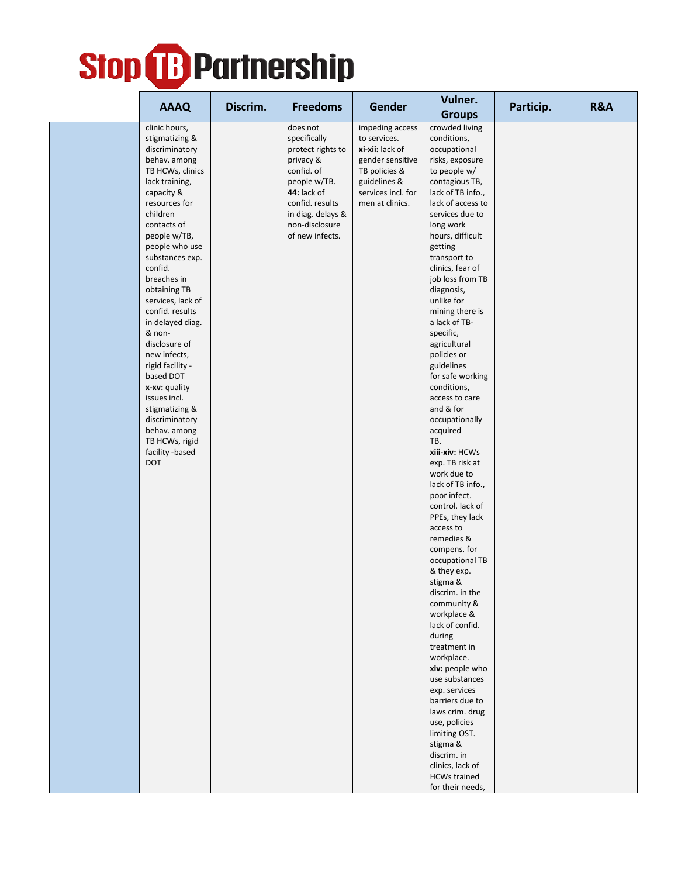| | AAAQ | Discrim. | Freedoms | Gender | Vulner. Groups | Particip. | R&A |
|---|---|---|---|---|---|---|---|
| | clinic hours, stigmatizing & discriminatory behav. among TB HCWs, clinics lack training, capacity & resources for children contacts of people w/TB, people who use substances exp. confid. breaches in obtaining TB services, lack of confid. results in delayed diag. & non-disclosure of new infects, rigid facility -based DOT **x-xv:** quality issues incl. stigmatizing & discriminatory behav. among TB HCWs, rigid facility -based DOT | | does not specifically protect rights to privacy & confid. of people w/TB. **44:** lack of confid. results in diag. delays & non-disclosure of new infects. | impeding access to services. **xi-xii:** lack of gender sensitive TB policies & guidelines & services incl. for men at clinics. | crowded living conditions, occupational risks, exposure to people w/ contagious TB, lack of TB info., lack of access to services due to long work hours, difficult getting transport to clinics, fear of job loss from TB diagnosis, unlike for mining there is a lack of TB-specific, agricultural policies or guidelines for safe working conditions, access to care and & for occupationally acquired TB. **xiii-xiv:** HCWs exp. TB risk at work due to lack of TB info., poor infect. control. lack of PPEs, they lack access to remedies & compens. for occupational TB & they exp. stigma & discrim. in the community & workplace & lack of confid. during treatment in workplace. **xiv:** people who use substances exp. services barriers due to laws crim. drug use, policies limiting OST. stigma & discrim. in clinics, lack of HCWs trained for their needs, | | |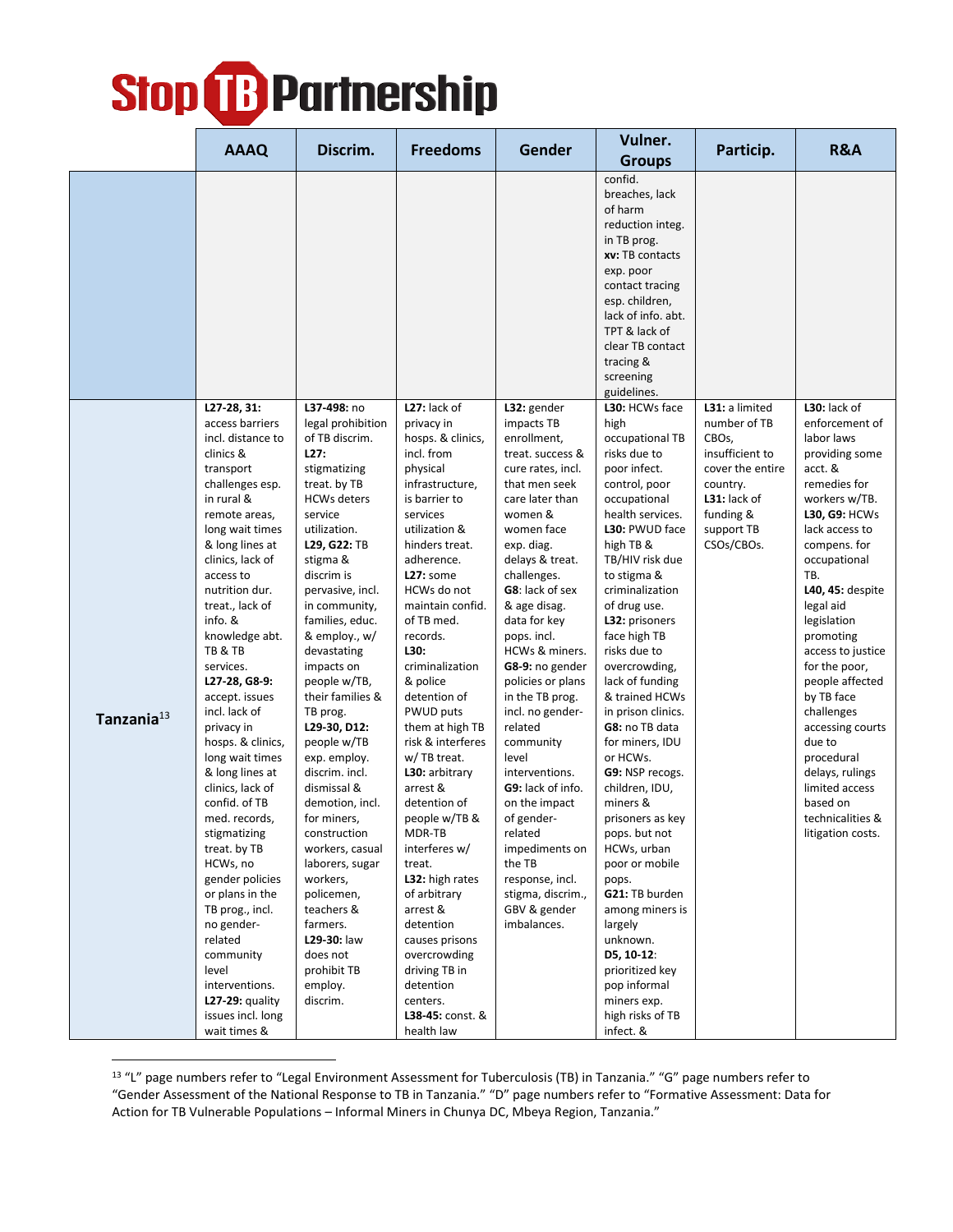| | AAAQ | Discrim. | Freedoms | Gender | Vulner. Groups | Particip. | R&A |
|---|---|---|---|---|---|---|---|
| | | | | | confid. breaches, lack of harm reduction integ. in TB prog. **xv:** TB contacts exp. poor contact tracing esp. children, lack of info. abt. TPT & lack of clear TB contact tracing & screening guidelines. | | |
| **Tanzania**[13] | **L27-28, 31:** access barriers incl. distance to clinics & transport challenges esp. in rural & remote areas, long wait times & long lines at clinics, lack of access to nutrition dur. treat., lack of info. & knowledge abt. TB & TB services. **L27-28, G8-9:** accept. issues incl. lack of privacy in hosps. & clinics, long wait times & long lines at clinics, lack of confid. of TB med. records, stigmatizing treat. by TB HCWs, no gender policies or plans in the TB prog., incl. no gender-related community level interventions. **L27-29:** quality issues incl. long wait times & | **L37-498:** no legal prohibition of TB discrim. **L27:** stigmatizing treat. by TB HCWs deters service utilization. **L29, G22:** TB stigma & discrim is pervasive, incl. in community, families, educ. & employ., w/ devastating impacts on people w/TB, their families & TB prog. **L29-30, D12:** people w/TB exp. employ. discrim. incl. dismissal & demotion, incl. for miners, construction workers, casual laborers, sugar workers, policemen, teachers & farmers. **L29-30:** law does not prohibit TB employ. discrim. | **L27:** lack of privacy in hosps. & clinics, incl. from physical infrastructure, is barrier to services utilization & hinders treat. adherence. **L27:** some HCWs do not maintain confid. of TB med. records. **L30:** criminalization & police detention of PWUD puts them at high TB risk & interferes w/ TB treat. **L30:** arbitrary arrest & detention of people w/TB & MDR-TB interferes w/ treat. **L32:** high rates of arbitrary arrest & detention causes prisons overcrowding driving TB in detention centers. **L38-45:** const. & health law | **L32:** gender impacts TB enrollment, treat. success & cure rates, incl. that men seek care later than women & women face exp. diag. delays & treat. challenges. **G8:** lack of sex & age disag. data for key pops. incl. HCWs & miners. **G8-9:** no gender policies or plans in the TB prog. incl. no gender-related community level interventions. **G9:** lack of info. on the impact of gender-related impediments on the TB response, incl. stigma, discrim., GBV & gender imbalances. | **L30:** HCWs face high occupational TB risks due to poor infect. control, poor occupational health services. **L30:** PWUD face high TB & TB/HIV risk due to stigma & criminalization of drug use. **L32:** prisoners face high TB risks due to overcrowding, lack of funding & trained HCWs in prison clinics. **G8:** no TB data for miners, IDU or HCWs. **G9:** NSP recogs. children, IDU, miners & prisoners as key pops. but not HCWs, urban poor or mobile pops. **G21:** TB burden among miners is largely unknown. **D5, 10-12:** prioritized key pop informal miners exp. high risks of TB infect. & | **L31:** a limited number of TB CBOs, insufficient to cover the entire country. **L31:** lack of funding & support TB CSOs/CBOs. | **L30:** lack of enforcement of labor laws providing some acct. & remedies for workers w/TB. **L30, G9:** HCWs lack access to compens. for occupational TB. **L40, 45:** despite legal aid legislation promoting access to justice for the poor, people affected by TB face challenges accessing courts due to procedural delays, rulings limited access based on technicalities & litigation costs. |

[13] "L" page numbers refer to "Legal Environment Assessment for Tuberculosis (TB) in Tanzania." "G" page numbers refer to "Gender Assessment of the National Response to TB in Tanzania." "D" page numbers refer to "Formative Assessment: Data for Action for TB Vulnerable Populations – Informal Miners in Chunya DC, Mbeya Region, Tanzania."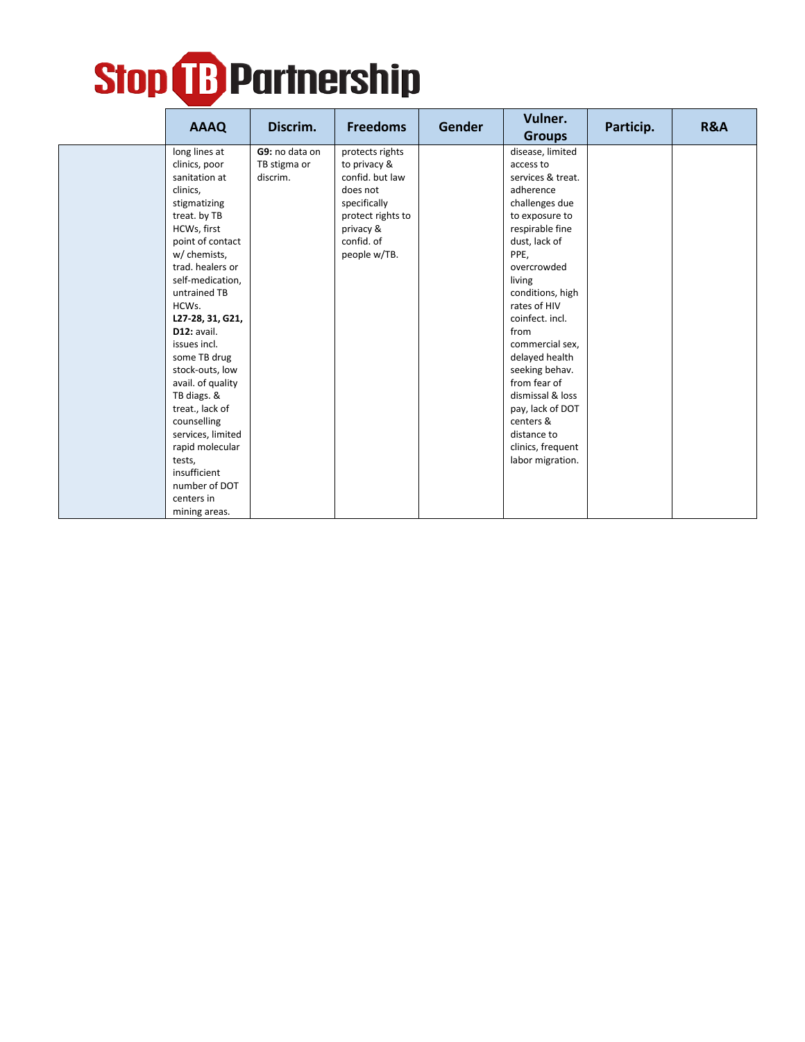| | AAAQ | Discrim. | Freedoms | Gender | Vulner. Groups | Particip. | R&A |
|---|---|---|---|---|---|---|---|
| | long lines at clinics, poor sanitation at clinics, stigmatizing treat. by TB HCWs, first point of contact w/ chemists, trad. healers or self-medication, untrained TB HCWs. **L27-28, 31, G21, D12:** avail. issues incl. some TB drug stock-outs, low avail. of quality TB diags. & treat., lack of counselling services, limited rapid molecular tests, insufficient number of DOT centers in mining areas. | **G9:** no data on TB stigma or discrim. | protects rights to privacy & confid. but law does not specifically protect rights to privacy & confid. of people w/TB. | | disease, limited access to services & treat. adherence challenges due to exposure to respirable fine dust, lack of PPE, overcrowded living conditions, high rates of HIV coinfect. incl. from commercial sex, delayed health seeking behav. from fear of dismissal & loss pay, lack of DOT centers & distance to clinics, frequent labor migration. | | |